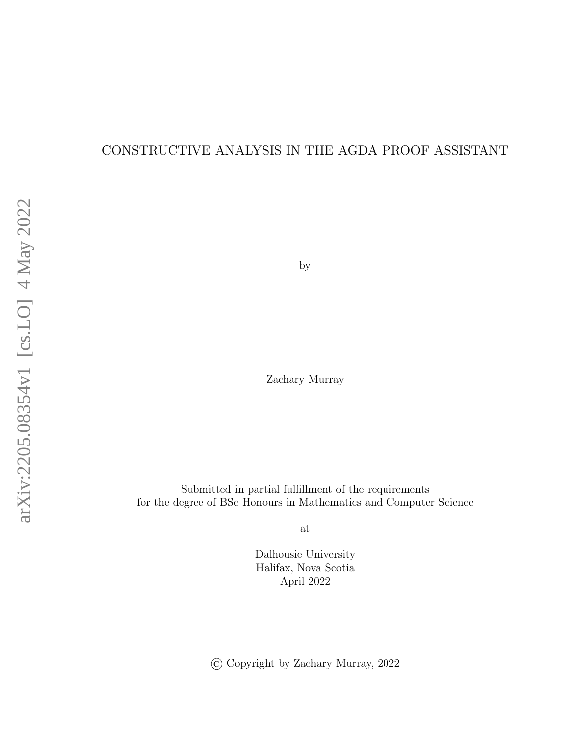# CONSTRUCTIVE ANALYSIS IN THE AGDA PROOF ASSISTANT

by

Zachary Murray

Submitted in partial fulfillment of the requirements
for the degree of BSc Honours in Mathematics and Computer Science

at

Dalhousie University
Halifax, Nova Scotia
April 2022

© Copyright by Zachary Murray, 2022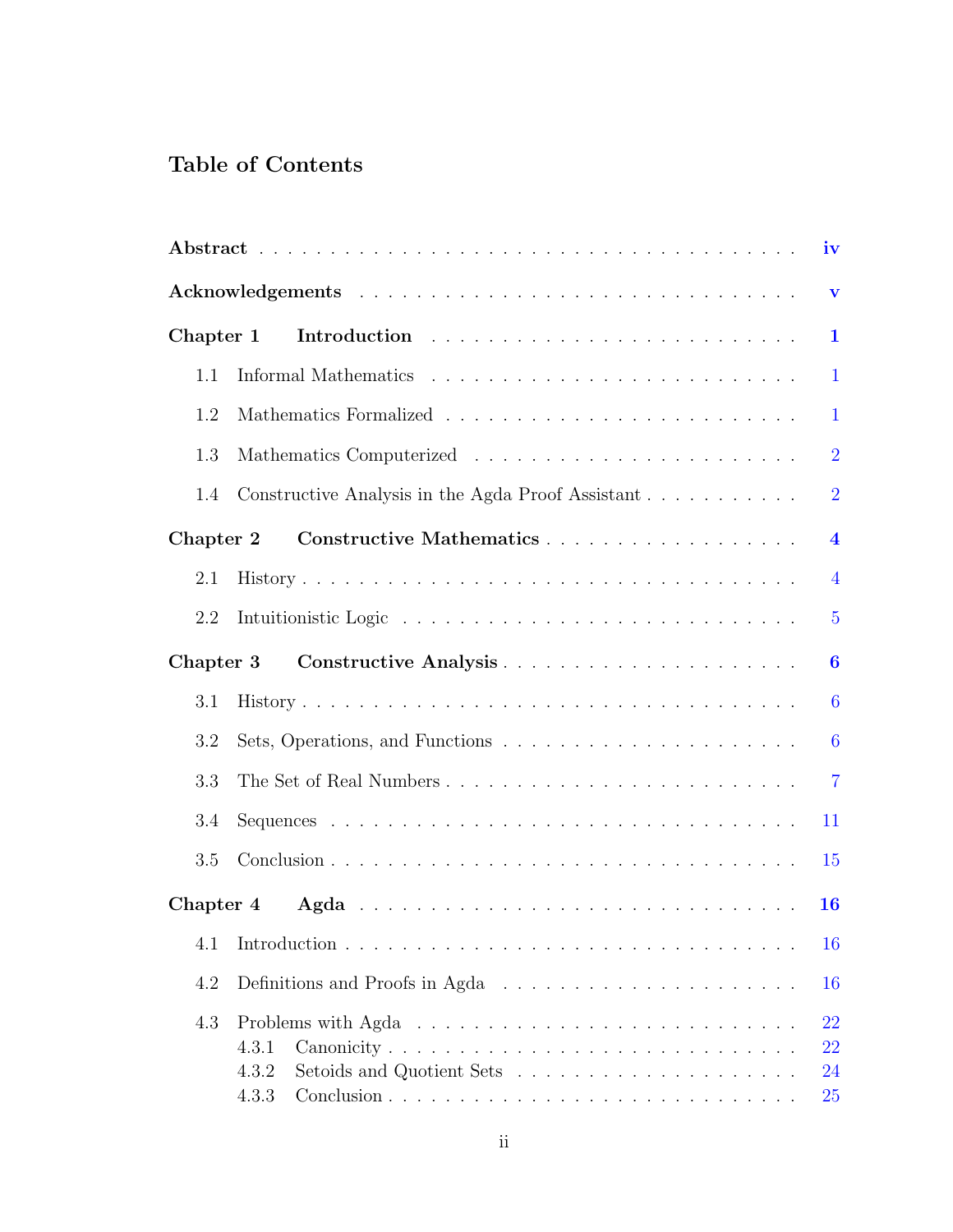# Table of Contents

**Abstract** . . . . . . . . . . . . . . . . . . . . . . . . . . . . . . . . . . . . . . . . . **iv**

**Acknowledgements** . . . . . . . . . . . . . . . . . . . . . . . . . . . . . . . . . . . **v**

**Chapter 1 Introduction** . . . . . . . . . . . . . . . . . . . . . . . . . . . . **1**

1.1 Informal Mathematics . . . . . . . . . . . . . . . . . . . . . . . . . . . . 1

1.2 Mathematics Formalized . . . . . . . . . . . . . . . . . . . . . . . . . . 1

1.3 Mathematics Computerized . . . . . . . . . . . . . . . . . . . . . . . . 2

1.4 Constructive Analysis in the Agda Proof Assistant . . . . . . . . . . . 2

**Chapter 2 Constructive Mathematics** . . . . . . . . . . . . . . . . . . . **4**

2.1 History . . . . . . . . . . . . . . . . . . . . . . . . . . . . . . . . . . . . . 4

2.2 Intuitionistic Logic . . . . . . . . . . . . . . . . . . . . . . . . . . . . . . 5

**Chapter 3 Constructive Analysis** . . . . . . . . . . . . . . . . . . . . . **6**

3.1 History . . . . . . . . . . . . . . . . . . . . . . . . . . . . . . . . . . . . . 6

3.2 Sets, Operations, and Functions . . . . . . . . . . . . . . . . . . . . . . 6

3.3 The Set of Real Numbers . . . . . . . . . . . . . . . . . . . . . . . . . . 7

3.4 Sequences . . . . . . . . . . . . . . . . . . . . . . . . . . . . . . . . . . . 11

3.5 Conclusion . . . . . . . . . . . . . . . . . . . . . . . . . . . . . . . . . . . 15

**Chapter 4 Agda** . . . . . . . . . . . . . . . . . . . . . . . . . . . . . . . . **16**

4.1 Introduction . . . . . . . . . . . . . . . . . . . . . . . . . . . . . . . . . . 16

4.2 Definitions and Proofs in Agda . . . . . . . . . . . . . . . . . . . . . . 16

4.3 Problems with Agda . . . . . . . . . . . . . . . . . . . . . . . . . . . . . 22

4.3.1 Canonicity . . . . . . . . . . . . . . . . . . . . . . . . . . . . . . . . 22

4.3.2 Setoids and Quotient Sets . . . . . . . . . . . . . . . . . . . . . . . 24

4.3.3 Conclusion . . . . . . . . . . . . . . . . . . . . . . . . . . . . . . . . 25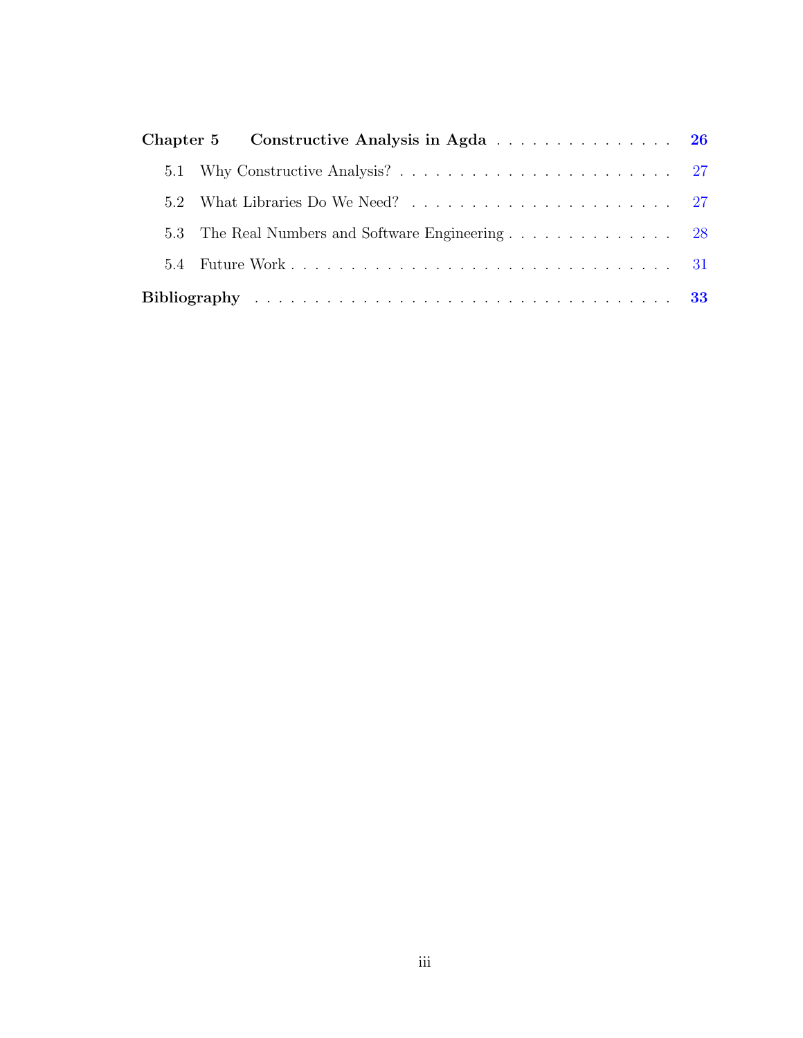**Chapter 5 Constructive Analysis in Agda** . . . . . . . . . . . . . . . . **26**

5.1 Why Constructive Analysis? . . . . . . . . . . . . . . . . . . . . . . . . 27

5.2 What Libraries Do We Need? . . . . . . . . . . . . . . . . . . . . . . . 27

5.3 The Real Numbers and Software Engineering . . . . . . . . . . . . . . 28

5.4 Future Work . . . . . . . . . . . . . . . . . . . . . . . . . . . . . . . . 31

**Bibliography** . . . . . . . . . . . . . . . . . . . . . . . . . . . . . . . . . . **33**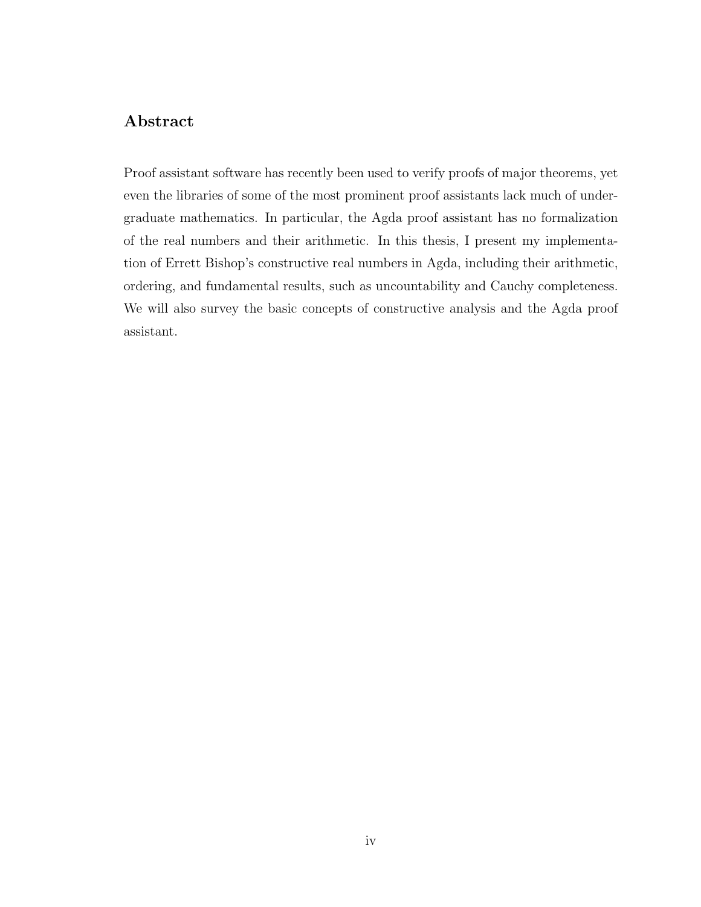## Abstract

Proof assistant software has recently been used to verify proofs of major theorems, yet even the libraries of some of the most prominent proof assistants lack much of undergraduate mathematics. In particular, the Agda proof assistant has no formalization of the real numbers and their arithmetic. In this thesis, I present my implementation of Errett Bishop's constructive real numbers in Agda, including their arithmetic, ordering, and fundamental results, such as uncountability and Cauchy completeness. We will also survey the basic concepts of constructive analysis and the Agda proof assistant.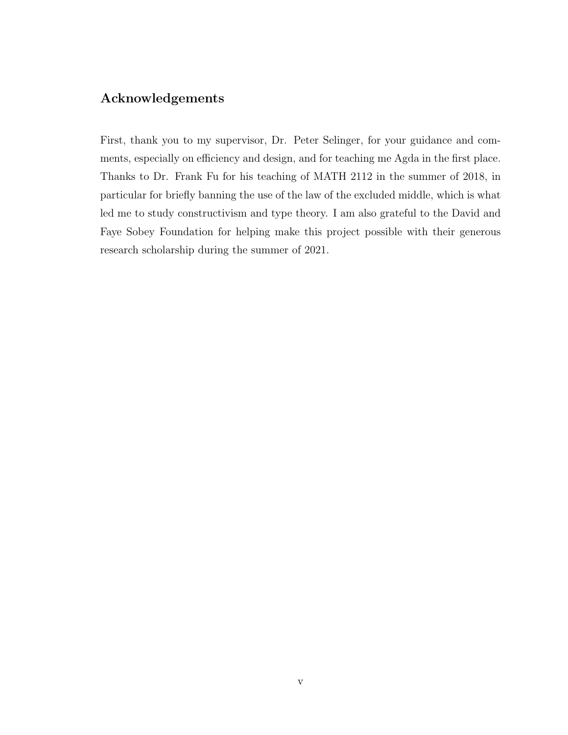## Acknowledgements

First, thank you to my supervisor, Dr. Peter Selinger, for your guidance and comments, especially on efficiency and design, and for teaching me Agda in the first place. Thanks to Dr. Frank Fu for his teaching of MATH 2112 in the summer of 2018, in particular for briefly banning the use of the law of the excluded middle, which is what led me to study constructivism and type theory. I am also grateful to the David and Faye Sobey Foundation for helping make this project possible with their generous research scholarship during the summer of 2021.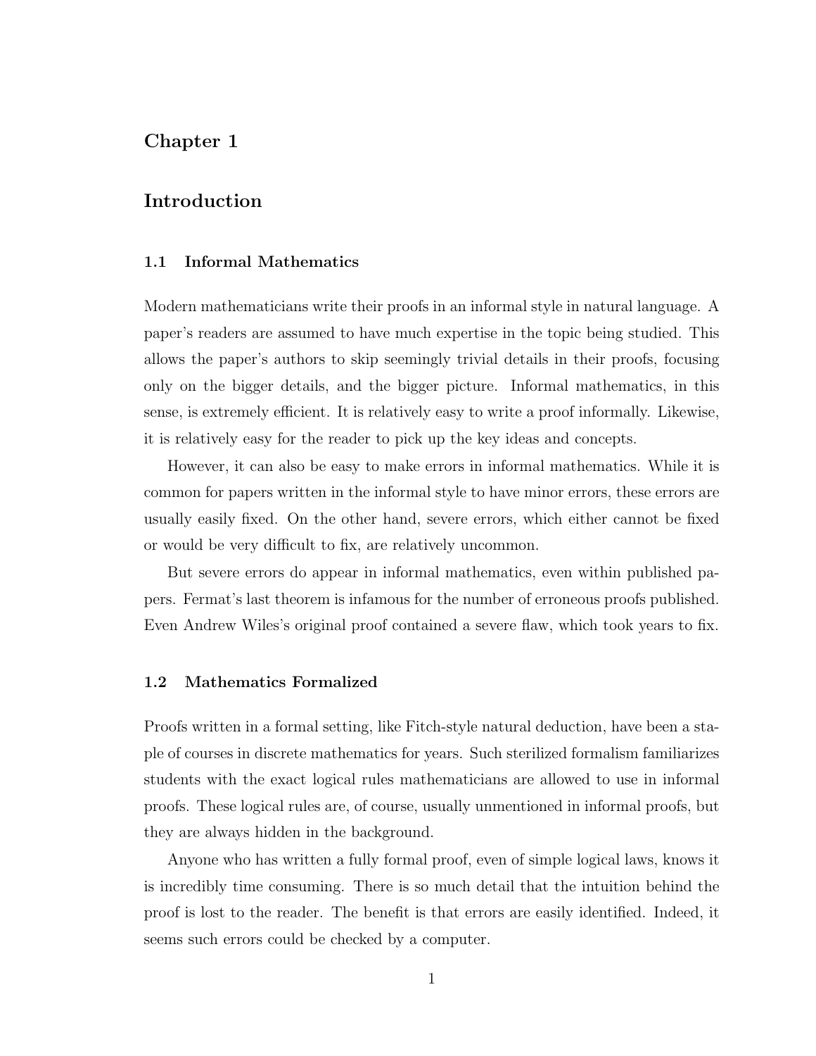# Chapter 1

# Introduction

## 1.1 Informal Mathematics

Modern mathematicians write their proofs in an informal style in natural language. A paper's readers are assumed to have much expertise in the topic being studied. This allows the paper's authors to skip seemingly trivial details in their proofs, focusing only on the bigger details, and the bigger picture. Informal mathematics, in this sense, is extremely efficient. It is relatively easy to write a proof informally. Likewise, it is relatively easy for the reader to pick up the key ideas and concepts.

However, it can also be easy to make errors in informal mathematics. While it is common for papers written in the informal style to have minor errors, these errors are usually easily fixed. On the other hand, severe errors, which either cannot be fixed or would be very difficult to fix, are relatively uncommon.

But severe errors do appear in informal mathematics, even within published papers. Fermat's last theorem is infamous for the number of erroneous proofs published. Even Andrew Wiles's original proof contained a severe flaw, which took years to fix.

## 1.2 Mathematics Formalized

Proofs written in a formal setting, like Fitch-style natural deduction, have been a staple of courses in discrete mathematics for years. Such sterilized formalism familiarizes students with the exact logical rules mathematicians are allowed to use in informal proofs. These logical rules are, of course, usually unmentioned in informal proofs, but they are always hidden in the background.

Anyone who has written a fully formal proof, even of simple logical laws, knows it is incredibly time consuming. There is so much detail that the intuition behind the proof is lost to the reader. The benefit is that errors are easily identified. Indeed, it seems such errors could be checked by a computer.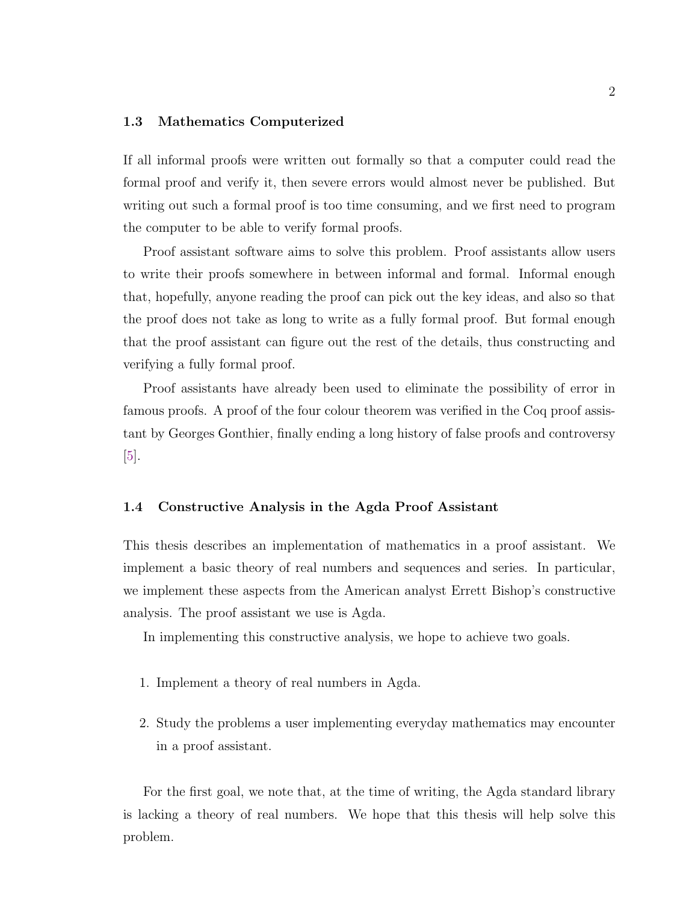## 1.3 Mathematics Computerized

If all informal proofs were written out formally so that a computer could read the formal proof and verify it, then severe errors would almost never be published. But writing out such a formal proof is too time consuming, and we first need to program the computer to be able to verify formal proofs.

Proof assistant software aims to solve this problem. Proof assistants allow users to write their proofs somewhere in between informal and formal. Informal enough that, hopefully, anyone reading the proof can pick out the key ideas, and also so that the proof does not take as long to write as a fully formal proof. But formal enough that the proof assistant can figure out the rest of the details, thus constructing and verifying a fully formal proof.

Proof assistants have already been used to eliminate the possibility of error in famous proofs. A proof of the four colour theorem was verified in the Coq proof assistant by Georges Gonthier, finally ending a long history of false proofs and controversy [5].

## 1.4 Constructive Analysis in the Agda Proof Assistant

This thesis describes an implementation of mathematics in a proof assistant. We implement a basic theory of real numbers and sequences and series. In particular, we implement these aspects from the American analyst Errett Bishop's constructive analysis. The proof assistant we use is Agda.

In implementing this constructive analysis, we hope to achieve two goals.

1. Implement a theory of real numbers in Agda.
2. Study the problems a user implementing everyday mathematics may encounter in a proof assistant.

For the first goal, we note that, at the time of writing, the Agda standard library is lacking a theory of real numbers. We hope that this thesis will help solve this problem.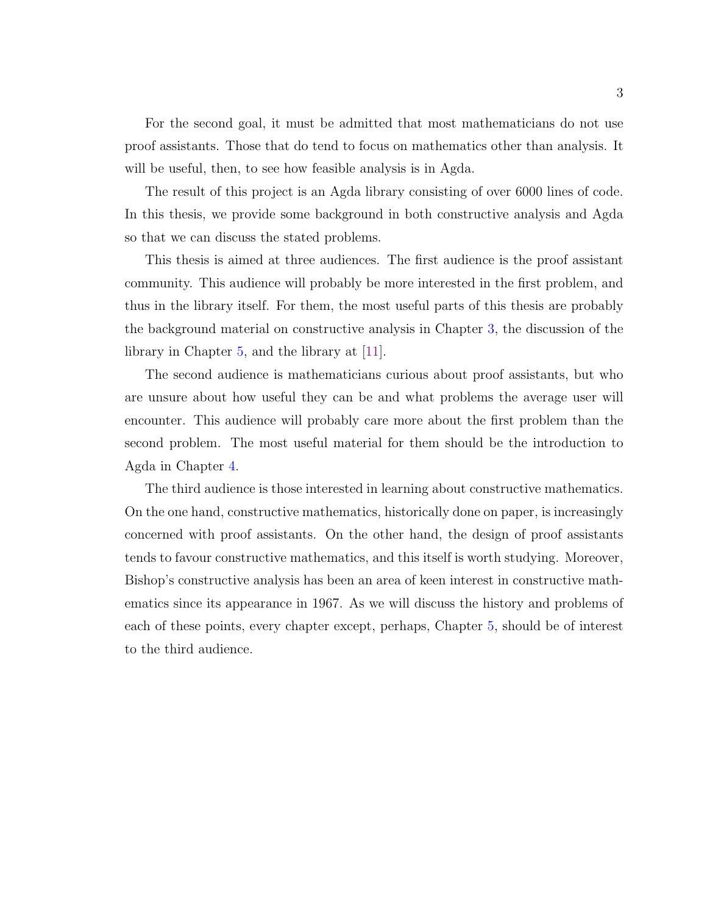For the second goal, it must be admitted that most mathematicians do not use proof assistants. Those that do tend to focus on mathematics other than analysis. It will be useful, then, to see how feasible analysis is in Agda.

The result of this project is an Agda library consisting of over 6000 lines of code. In this thesis, we provide some background in both constructive analysis and Agda so that we can discuss the stated problems.

This thesis is aimed at three audiences. The first audience is the proof assistant community. This audience will probably be more interested in the first problem, and thus in the library itself. For them, the most useful parts of this thesis are probably the background material on constructive analysis in Chapter 3, the discussion of the library in Chapter 5, and the library at [11].

The second audience is mathematicians curious about proof assistants, but who are unsure about how useful they can be and what problems the average user will encounter. This audience will probably care more about the first problem than the second problem. The most useful material for them should be the introduction to Agda in Chapter 4.

The third audience is those interested in learning about constructive mathematics. On the one hand, constructive mathematics, historically done on paper, is increasingly concerned with proof assistants. On the other hand, the design of proof assistants tends to favour constructive mathematics, and this itself is worth studying. Moreover, Bishop's constructive analysis has been an area of keen interest in constructive mathematics since its appearance in 1967. As we will discuss the history and problems of each of these points, every chapter except, perhaps, Chapter 5, should be of interest to the third audience.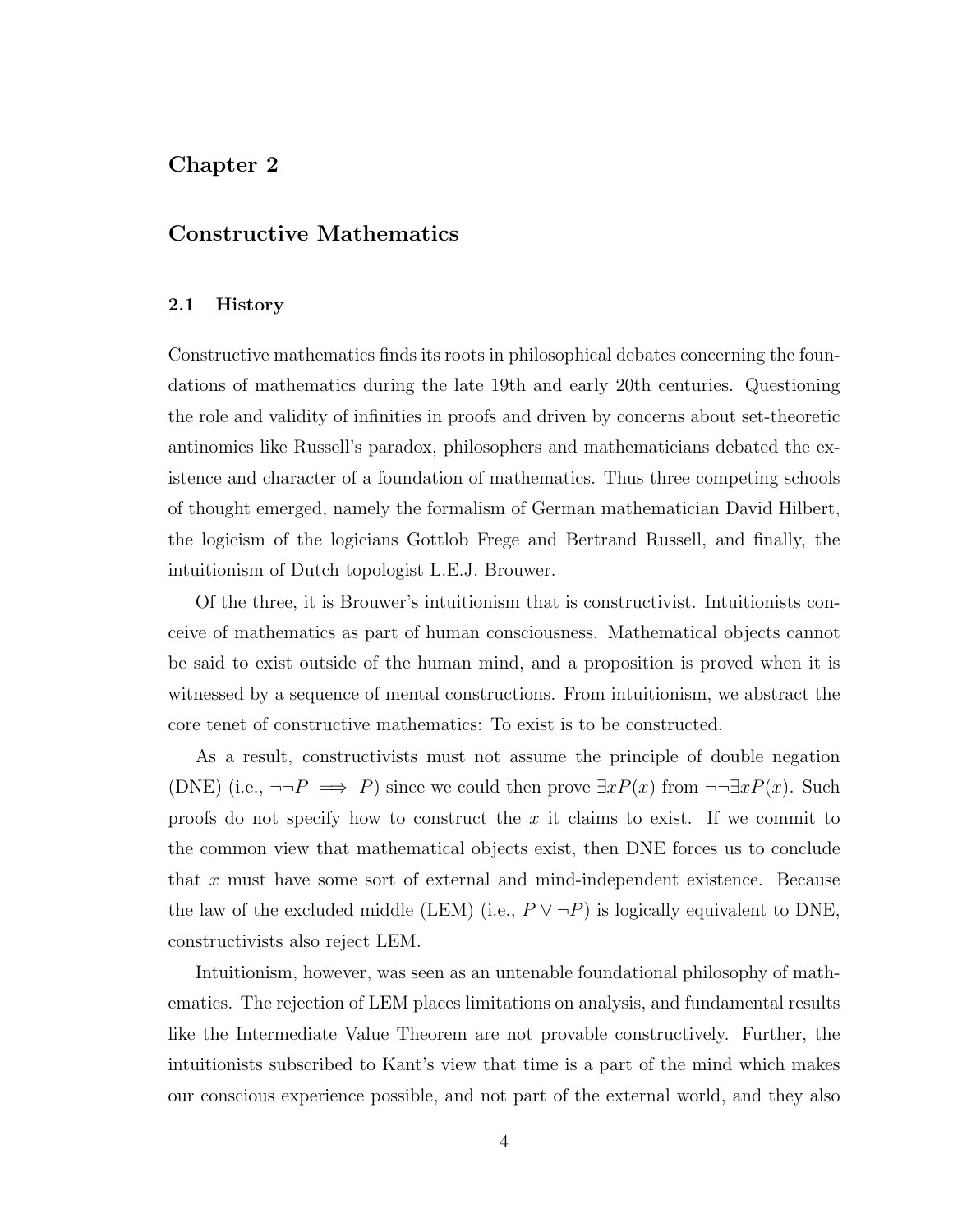# Chapter 2

# Constructive Mathematics

## 2.1 History

Constructive mathematics finds its roots in philosophical debates concerning the foundations of mathematics during the late 19th and early 20th centuries. Questioning the role and validity of infinities in proofs and driven by concerns about set-theoretic antinomies like Russell's paradox, philosophers and mathematicians debated the existence and character of a foundation of mathematics. Thus three competing schools of thought emerged, namely the formalism of German mathematician David Hilbert, the logicism of the logicians Gottlob Frege and Bertrand Russell, and finally, the intuitionism of Dutch topologist L.E.J. Brouwer.

Of the three, it is Brouwer's intuitionism that is constructivist. Intuitionists conceive of mathematics as part of human consciousness. Mathematical objects cannot be said to exist outside of the human mind, and a proposition is proved when it is witnessed by a sequence of mental constructions. From intuitionism, we abstract the core tenet of constructive mathematics: To exist is to be constructed.

As a result, constructivists must not assume the principle of double negation (DNE) (i.e., $\neg\neg P \implies P$) since we could then prove $\exists x P(x)$ from $\neg\neg\exists x P(x)$. Such proofs do not specify how to construct the $x$ it claims to exist. If we commit to the common view that mathematical objects exist, then DNE forces us to conclude that $x$ must have some sort of external and mind-independent existence. Because the law of the excluded middle (LEM) (i.e., $P \vee \neg P$) is logically equivalent to DNE, constructivists also reject LEM.

Intuitionism, however, was seen as an untenable foundational philosophy of mathematics. The rejection of LEM places limitations on analysis, and fundamental results like the Intermediate Value Theorem are not provable constructively. Further, the intuitionists subscribed to Kant's view that time is a part of the mind which makes our conscious experience possible, and not part of the external world, and they also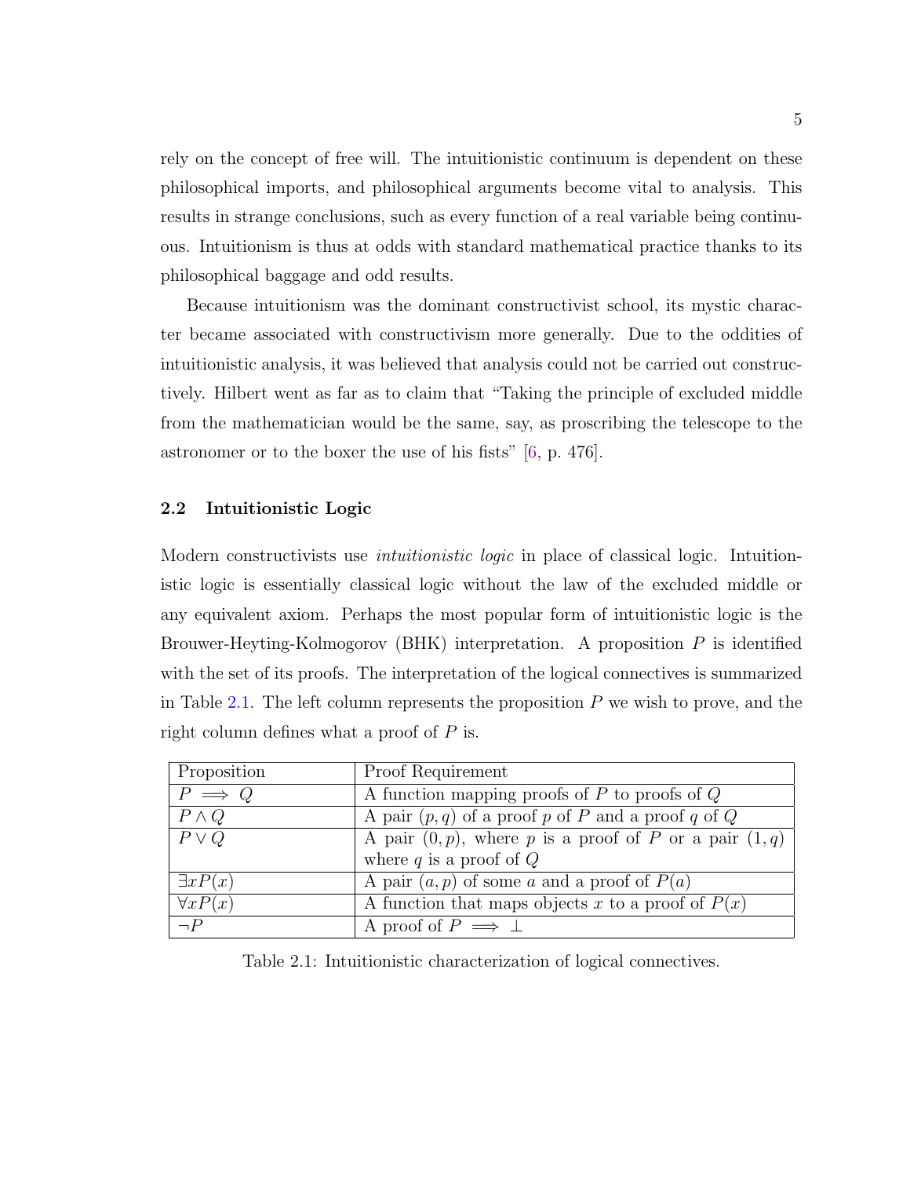rely on the concept of free will. The intuitionistic continuum is dependent on these philosophical imports, and philosophical arguments become vital to analysis. This results in strange conclusions, such as every function of a real variable being continuous. Intuitionism is thus at odds with standard mathematical practice thanks to its philosophical baggage and odd results.

Because intuitionism was the dominant constructivist school, its mystic character became associated with constructivism more generally. Due to the oddities of intuitionistic analysis, it was believed that analysis could not be carried out constructively. Hilbert went as far as to claim that "Taking the principle of excluded middle from the mathematician would be the same, say, as proscribing the telescope to the astronomer or to the boxer the use of his fists" [6, p. 476].

### 2.2 Intuitionistic Logic

Modern constructivists use *intuitionistic logic* in place of classical logic. Intuitionistic logic is essentially classical logic without the law of the excluded middle or any equivalent axiom. Perhaps the most popular form of intuitionistic logic is the Brouwer-Heyting-Kolmogorov (BHK) interpretation. A proposition $P$ is identified with the set of its proofs. The interpretation of the logical connectives is summarized in Table 2.1. The left column represents the proposition $P$ we wish to prove, and the right column defines what a proof of $P$ is.

| Proposition | Proof Requirement |
|---|---|
| $P \implies Q$ | A function mapping proofs of $P$ to proofs of $Q$ |
| $P \wedge Q$ | A pair $(p, q)$ of a proof $p$ of $P$ and a proof $q$ of $Q$ |
| $P \vee Q$ | A pair $(0, p)$, where $p$ is a proof of $P$ or a pair $(1, q)$ where $q$ is a proof of $Q$ |
| $\exists x P(x)$ | A pair $(a, p)$ of some $a$ and a proof of $P(a)$ |
| $\forall x P(x)$ | A function that maps objects $x$ to a proof of $P(x)$ |
| $\neg P$ | A proof of $P \implies \bot$ |

Table 2.1: Intuitionistic characterization of logical connectives.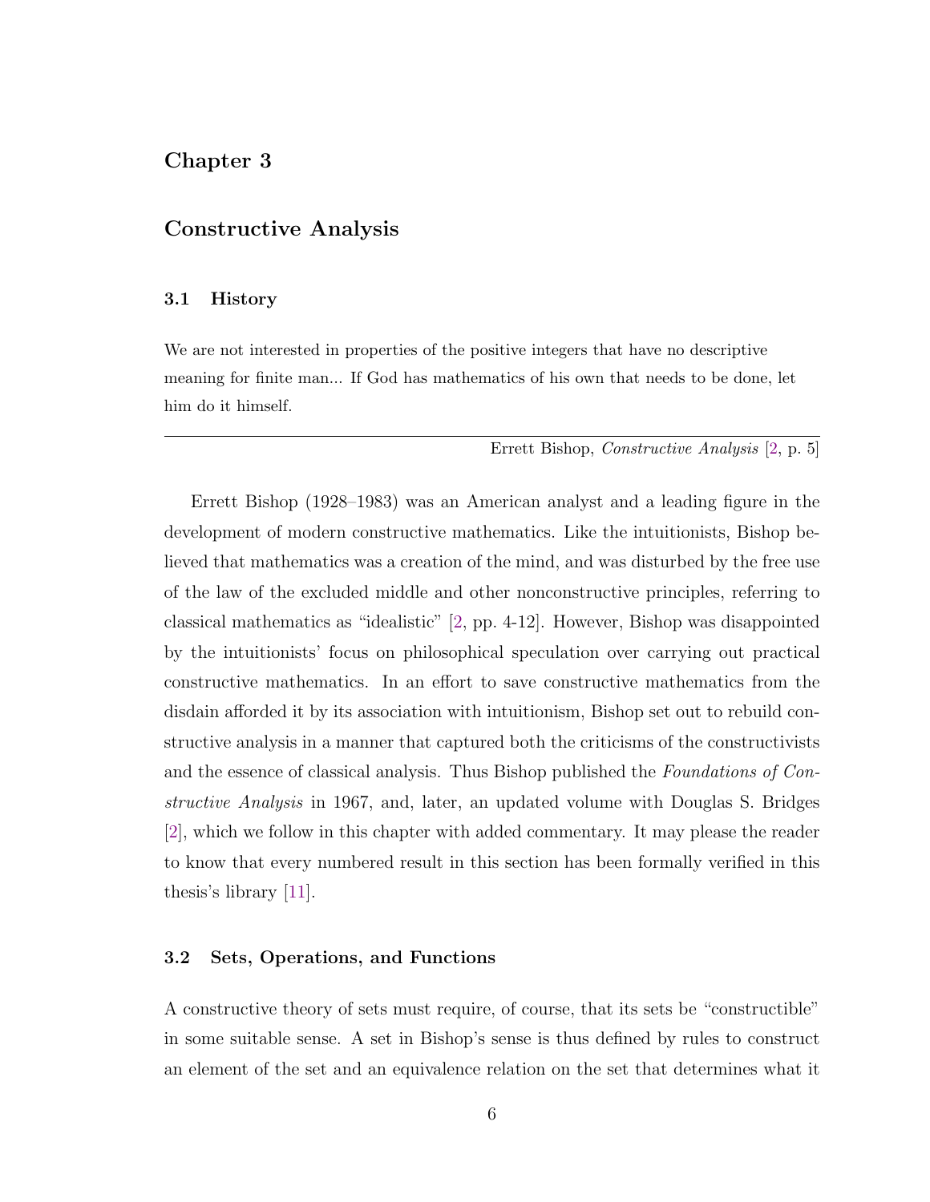# Chapter 3

## Constructive Analysis

### 3.1 History

We are not interested in properties of the positive integers that have no descriptive meaning for finite man... If God has mathematics of his own that needs to be done, let him do it himself.

---

Errett Bishop, *Constructive Analysis* [2, p. 5]

Errett Bishop (1928–1983) was an American analyst and a leading figure in the development of modern constructive mathematics. Like the intuitionists, Bishop believed that mathematics was a creation of the mind, and was disturbed by the free use of the law of the excluded middle and other nonconstructive principles, referring to classical mathematics as "idealistic" [2, pp. 4-12]. However, Bishop was disappointed by the intuitionists' focus on philosophical speculation over carrying out practical constructive mathematics. In an effort to save constructive mathematics from the disdain afforded it by its association with intuitionism, Bishop set out to rebuild constructive analysis in a manner that captured both the criticisms of the constructivists and the essence of classical analysis. Thus Bishop published the *Foundations of Constructive Analysis* in 1967, and, later, an updated volume with Douglas S. Bridges [2], which we follow in this chapter with added commentary. It may please the reader to know that every numbered result in this section has been formally verified in this thesis's library [11].

### 3.2 Sets, Operations, and Functions

A constructive theory of sets must require, of course, that its sets be "constructible" in some suitable sense. A set in Bishop's sense is thus defined by rules to construct an element of the set and an equivalence relation on the set that determines what it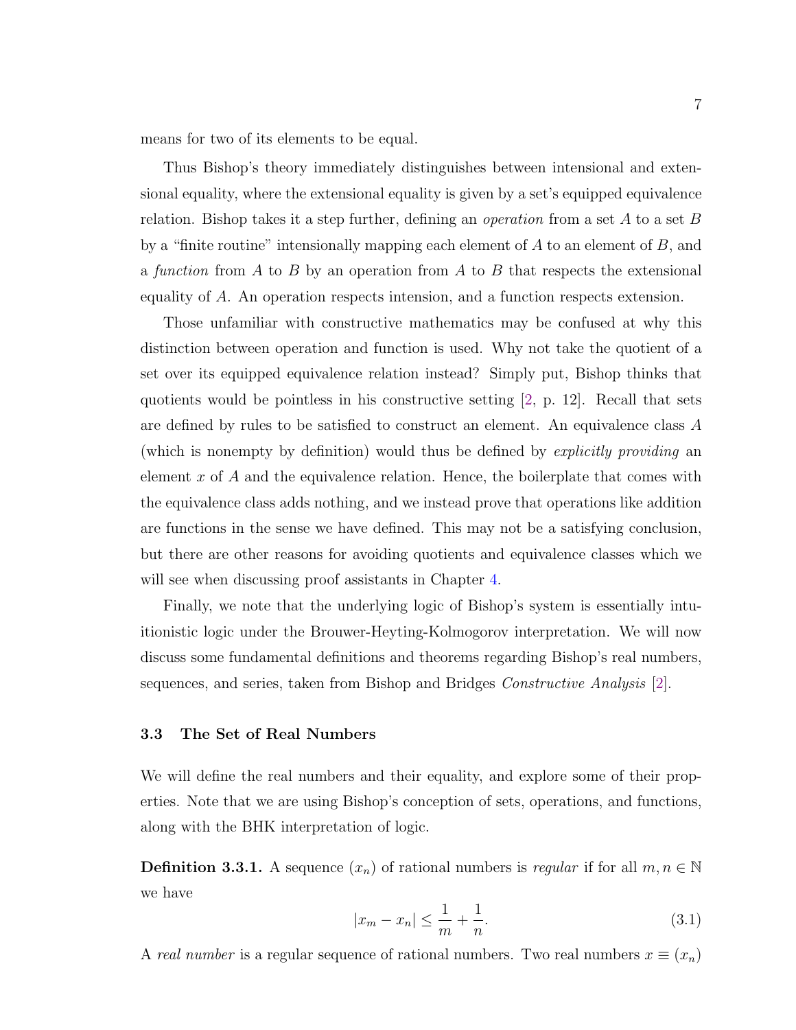means for two of its elements to be equal.

Thus Bishop's theory immediately distinguishes between intensional and extensional equality, where the extensional equality is given by a set's equipped equivalence relation. Bishop takes it a step further, defining an *operation* from a set $A$ to a set $B$ by a "finite routine" intensionally mapping each element of $A$ to an element of $B$, and a *function* from $A$ to $B$ by an operation from $A$ to $B$ that respects the extensional equality of $A$. An operation respects intension, and a function respects extension.

Those unfamiliar with constructive mathematics may be confused at why this distinction between operation and function is used. Why not take the quotient of a set over its equipped equivalence relation instead? Simply put, Bishop thinks that quotients would be pointless in his constructive setting [2, p. 12]. Recall that sets are defined by rules to be satisfied to construct an element. An equivalence class $A$ (which is nonempty by definition) would thus be defined by *explicitly providing* an element $x$ of $A$ and the equivalence relation. Hence, the boilerplate that comes with the equivalence class adds nothing, and we instead prove that operations like addition are functions in the sense we have defined. This may not be a satisfying conclusion, but there are other reasons for avoiding quotients and equivalence classes which we will see when discussing proof assistants in Chapter 4.

Finally, we note that the underlying logic of Bishop's system is essentially intuitionistic logic under the Brouwer-Heyting-Kolmogorov interpretation. We will now discuss some fundamental definitions and theorems regarding Bishop's real numbers, sequences, and series, taken from Bishop and Bridges *Constructive Analysis* [2].

### 3.3 The Set of Real Numbers

We will define the real numbers and their equality, and explore some of their properties. Note that we are using Bishop's conception of sets, operations, and functions, along with the BHK interpretation of logic.

**Definition 3.3.1.** A sequence $(x_n)$ of rational numbers is *regular* if for all $m, n \in \mathbb{N}$ we have

$$|x_m - x_n| \leq \frac{1}{m} + \frac{1}{n}. \tag{3.1}$$

A *real number* is a regular sequence of rational numbers. Two real numbers $x \equiv (x_n)$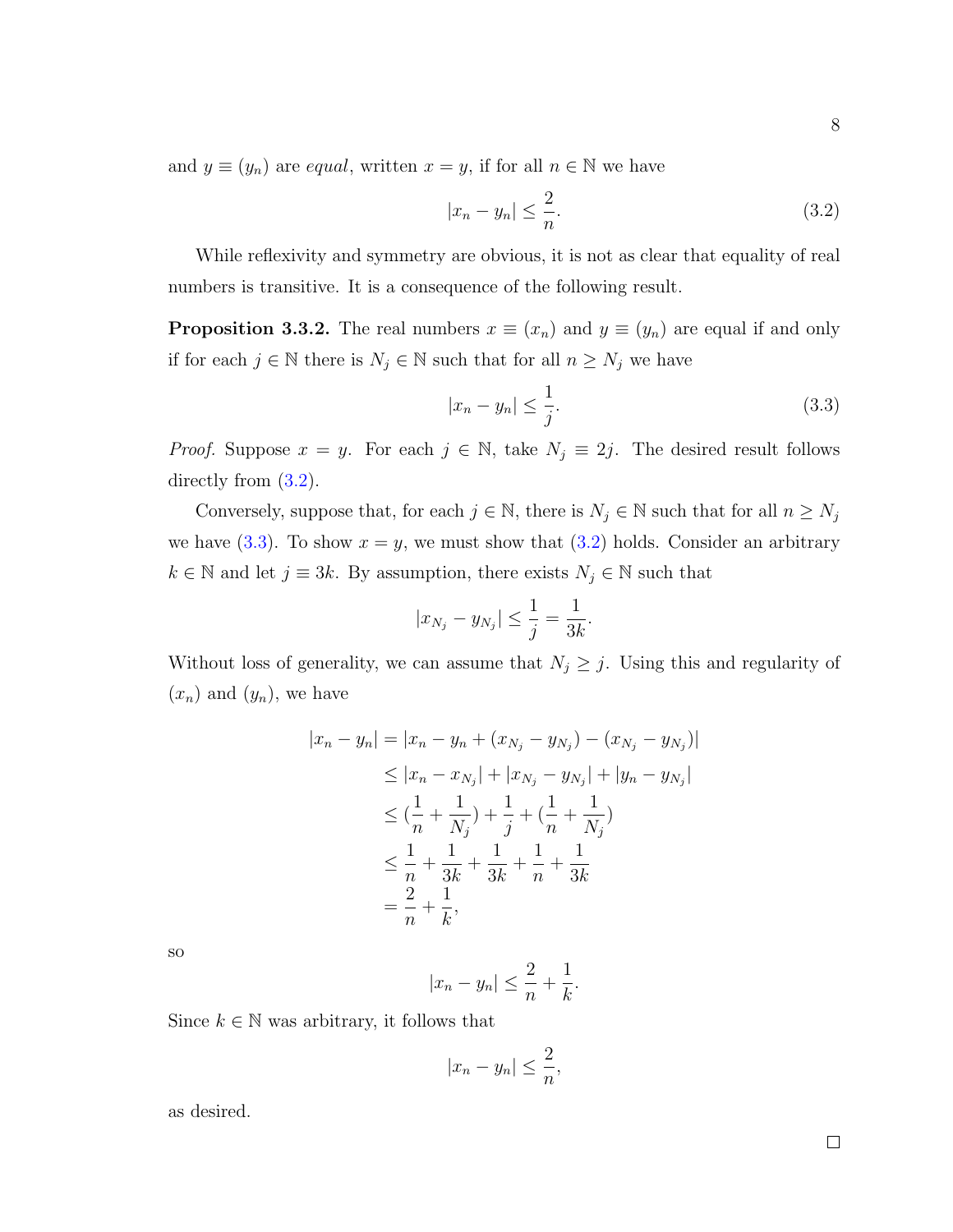and $y \equiv (y_n)$ are *equal*, written $x = y$, if for all $n \in \mathbb{N}$ we have

$$|x_n - y_n| \leq \frac{2}{n}. \tag{3.2}$$

While reflexivity and symmetry are obvious, it is not as clear that equality of real numbers is transitive. It is a consequence of the following result.

**Proposition 3.3.2.** The real numbers $x \equiv (x_n)$ and $y \equiv (y_n)$ are equal if and only if for each $j \in \mathbb{N}$ there is $N_j \in \mathbb{N}$ such that for all $n \geq N_j$ we have

$$|x_n - y_n| \leq \frac{1}{j}. \tag{3.3}$$

*Proof.* Suppose $x = y$. For each $j \in \mathbb{N}$, take $N_j \equiv 2j$. The desired result follows directly from (3.2).

Conversely, suppose that, for each $j \in \mathbb{N}$, there is $N_j \in \mathbb{N}$ such that for all $n \geq N_j$ we have (3.3). To show $x = y$, we must show that (3.2) holds. Consider an arbitrary $k \in \mathbb{N}$ and let $j \equiv 3k$. By assumption, there exists $N_j \in \mathbb{N}$ such that

$$|x_{N_j} - y_{N_j}| \leq \frac{1}{j} = \frac{1}{3k}.$$

Without loss of generality, we can assume that $N_j \geq j$. Using this and regularity of $(x_n)$ and $(y_n)$, we have

$$\begin{aligned}
|x_n - y_n| &= |x_n - y_n + (x_{N_j} - y_{N_j}) - (x_{N_j} - y_{N_j})| \\
&\leq |x_n - x_{N_j}| + |x_{N_j} - y_{N_j}| + |y_n - y_{N_j}| \\
&\leq (\frac{1}{n} + \frac{1}{N_j}) + \frac{1}{j} + (\frac{1}{n} + \frac{1}{N_j}) \\
&\leq \frac{1}{n} + \frac{1}{3k} + \frac{1}{3k} + \frac{1}{n} + \frac{1}{3k} \\
&= \frac{2}{n} + \frac{1}{k},
\end{aligned}$$

so

$$|x_n - y_n| \leq \frac{2}{n} + \frac{1}{k}.$$

Since $k \in \mathbb{N}$ was arbitrary, it follows that

$$|x_n - y_n| \leq \frac{2}{n},$$

as desired.

□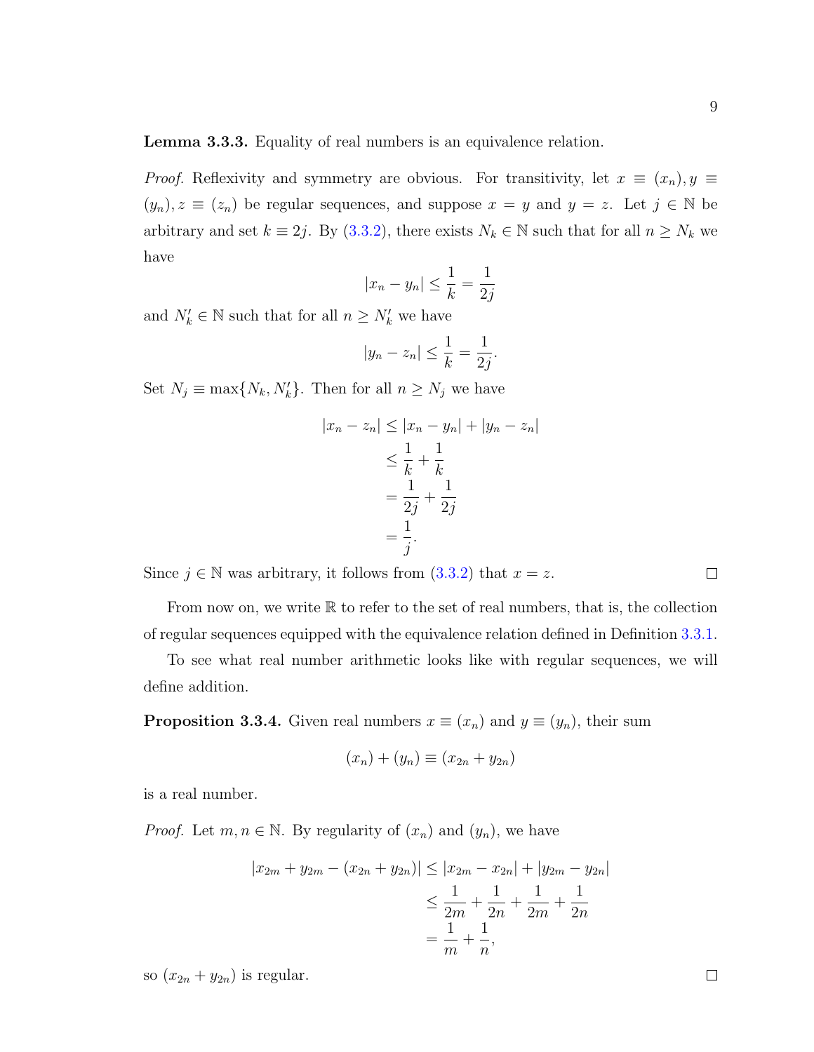**Lemma 3.3.3.** Equality of real numbers is an equivalence relation.

*Proof.* Reflexivity and symmetry are obvious. For transitivity, let $x \equiv (x_n), y \equiv (y_n), z \equiv (z_n)$ be regular sequences, and suppose $x = y$ and $y = z$. Let $j \in \mathbb{N}$ be arbitrary and set $k \equiv 2j$. By (3.3.2), there exists $N_k \in \mathbb{N}$ such that for all $n \geq N_k$ we have

$$|x_n - y_n| \leq \frac{1}{k} = \frac{1}{2j}$$

and $N'_k \in \mathbb{N}$ such that for all $n \geq N'_k$ we have

$$|y_n - z_n| \leq \frac{1}{k} = \frac{1}{2j}.$$

Set $N_j \equiv \max\{N_k, N'_k\}$. Then for all $n \geq N_j$ we have

$$\begin{aligned}
|x_n - z_n| &\leq |x_n - y_n| + |y_n - z_n| \\
&\leq \frac{1}{k} + \frac{1}{k} \\
&= \frac{1}{2j} + \frac{1}{2j} \\
&= \frac{1}{j}.
\end{aligned}$$

Since $j \in \mathbb{N}$ was arbitrary, it follows from (3.3.2) that $x = z$. ∎

From now on, we write $\mathbb{R}$ to refer to the set of real numbers, that is, the collection of regular sequences equipped with the equivalence relation defined in Definition 3.3.1.

To see what real number arithmetic looks like with regular sequences, we will define addition.

**Proposition 3.3.4.** Given real numbers $x \equiv (x_n)$ and $y \equiv (y_n)$, their sum

$$(x_n) + (y_n) \equiv (x_{2n} + y_{2n})$$

is a real number.

*Proof.* Let $m, n \in \mathbb{N}$. By regularity of $(x_n)$ and $(y_n)$, we have

$$\begin{aligned}
|x_{2m} + y_{2m} - (x_{2n} + y_{2n})| &\leq |x_{2m} - x_{2n}| + |y_{2m} - y_{2n}| \\
&\leq \frac{1}{2m} + \frac{1}{2n} + \frac{1}{2m} + \frac{1}{2n} \\
&= \frac{1}{m} + \frac{1}{n},
\end{aligned}$$

so $(x_{2n} + y_{2n})$ is regular. ∎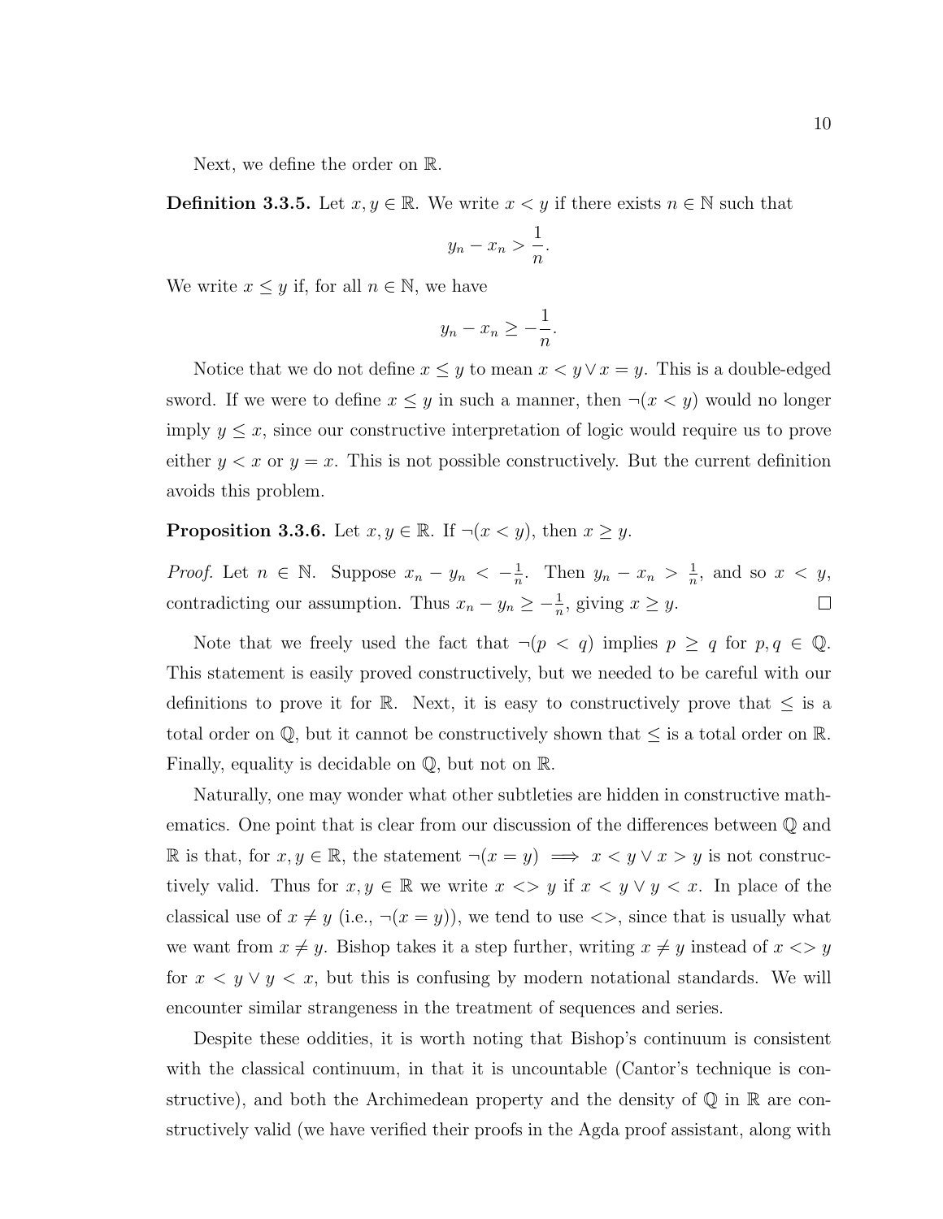Next, we define the order on $\mathbb{R}$.

**Definition 3.3.5.** Let $x, y \in \mathbb{R}$. We write $x < y$ if there exists $n \in \mathbb{N}$ such that

$$y_n - x_n > \frac{1}{n}.$$

We write $x \leq y$ if, for all $n \in \mathbb{N}$, we have

$$y_n - x_n \geq -\frac{1}{n}.$$

Notice that we do not define $x \leq y$ to mean $x < y \vee x = y$. This is a double-edged sword. If we were to define $x \leq y$ in such a manner, then $\neg(x < y)$ would no longer imply $y \leq x$, since our constructive interpretation of logic would require us to prove either $y < x$ or $y = x$. This is not possible constructively. But the current definition avoids this problem.

**Proposition 3.3.6.** Let $x, y \in \mathbb{R}$. If $\neg(x < y)$, then $x \geq y$.

*Proof.* Let $n \in \mathbb{N}$. Suppose $x_n - y_n < -\frac{1}{n}$. Then $y_n - x_n > \frac{1}{n}$, and so $x < y$, contradicting our assumption. Thus $x_n - y_n \geq -\frac{1}{n}$, giving $x \geq y$. $\square$

Note that we freely used the fact that $\neg(p < q)$ implies $p \geq q$ for $p, q \in \mathbb{Q}$. This statement is easily proved constructively, but we needed to be careful with our definitions to prove it for $\mathbb{R}$. Next, it is easy to constructively prove that $\leq$ is a total order on $\mathbb{Q}$, but it cannot be constructively shown that $\leq$ is a total order on $\mathbb{R}$. Finally, equality is decidable on $\mathbb{Q}$, but not on $\mathbb{R}$.

Naturally, one may wonder what other subtleties are hidden in constructive mathematics. One point that is clear from our discussion of the differences between $\mathbb{Q}$ and $\mathbb{R}$ is that, for $x, y \in \mathbb{R}$, the statement $\neg(x = y) \implies x < y \vee x > y$ is not constructively valid. Thus for $x, y \in \mathbb{R}$ we write $x <> y$ if $x < y \vee y < x$. In place of the classical use of $x \neq y$ (i.e., $\neg(x = y)$), we tend to use $<>$, since that is usually what we want from $x \neq y$. Bishop takes it a step further, writing $x \neq y$ instead of $x <> y$ for $x < y \vee y < x$, but this is confusing by modern notational standards. We will encounter similar strangeness in the treatment of sequences and series.

Despite these oddities, it is worth noting that Bishop's continuum is consistent with the classical continuum, in that it is uncountable (Cantor's technique is constructive), and both the Archimedean property and the density of $\mathbb{Q}$ in $\mathbb{R}$ are constructively valid (we have verified their proofs in the Agda proof assistant, along with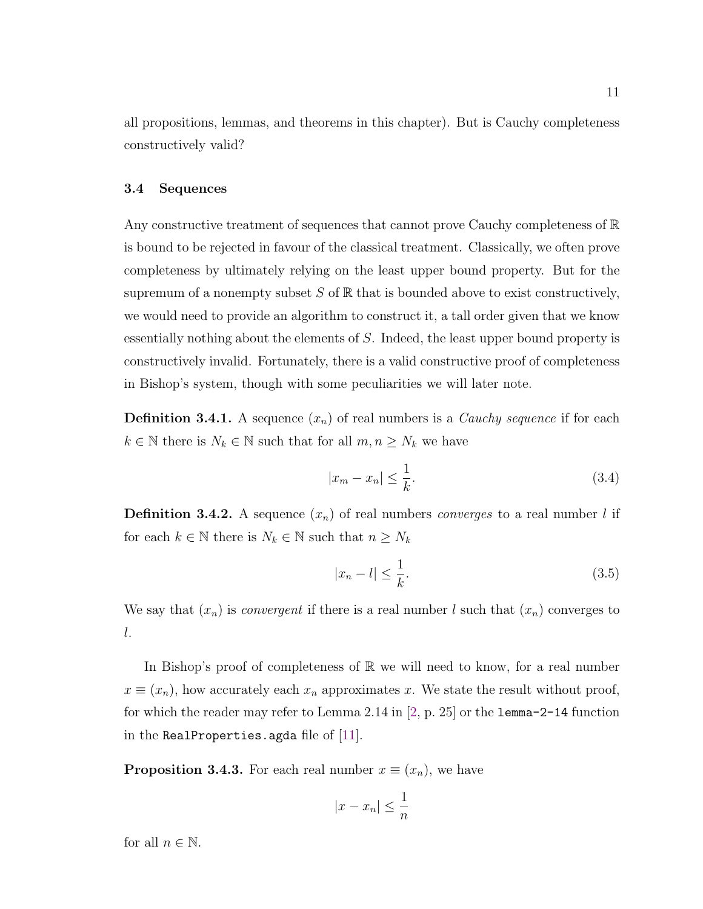all propositions, lemmas, and theorems in this chapter). But is Cauchy completeness constructively valid?

### 3.4 Sequences

Any constructive treatment of sequences that cannot prove Cauchy completeness of $\mathbb{R}$ is bound to be rejected in favour of the classical treatment. Classically, we often prove completeness by ultimately relying on the least upper bound property. But for the supremum of a nonempty subset $S$ of $\mathbb{R}$ that is bounded above to exist constructively, we would need to provide an algorithm to construct it, a tall order given that we know essentially nothing about the elements of $S$. Indeed, the least upper bound property is constructively invalid. Fortunately, there is a valid constructive proof of completeness in Bishop's system, though with some peculiarities we will later note.

**Definition 3.4.1.** A sequence $(x_n)$ of real numbers is a *Cauchy sequence* if for each $k \in \mathbb{N}$ there is $N_k \in \mathbb{N}$ such that for all $m, n \geq N_k$ we have

$$|x_m - x_n| \leq \frac{1}{k}. \tag{3.4}$$

**Definition 3.4.2.** A sequence $(x_n)$ of real numbers *converges* to a real number $l$ if for each $k \in \mathbb{N}$ there is $N_k \in \mathbb{N}$ such that $n \geq N_k$

$$|x_n - l| \leq \frac{1}{k}. \tag{3.5}$$

We say that $(x_n)$ is *convergent* if there is a real number $l$ such that $(x_n)$ converges to $l$.

In Bishop's proof of completeness of $\mathbb{R}$ we will need to know, for a real number $x \equiv (x_n)$, how accurately each $x_n$ approximates $x$. We state the result without proof, for which the reader may refer to Lemma 2.14 in [2, p. 25] or the `lemma-2-14` function in the `RealProperties.agda` file of [11].

**Proposition 3.4.3.** For each real number $x \equiv (x_n)$, we have

$$|x - x_n| \leq \frac{1}{n}$$

for all $n \in \mathbb{N}$.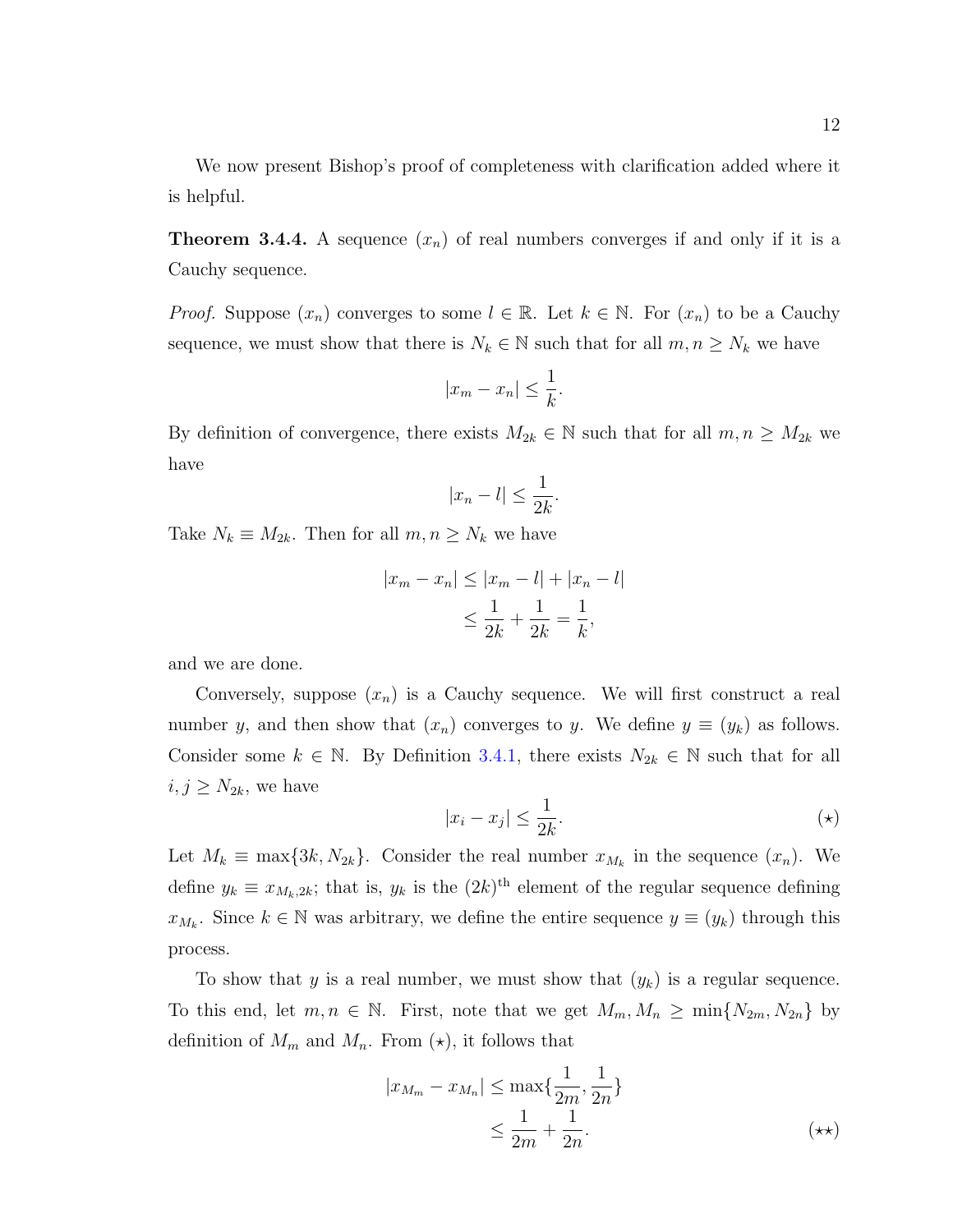We now present Bishop's proof of completeness with clarification added where it is helpful.

**Theorem 3.4.4.** A sequence $(x_n)$ of real numbers converges if and only if it is a Cauchy sequence.

*Proof.* Suppose $(x_n)$ converges to some $l \in \mathbb{R}$. Let $k \in \mathbb{N}$. For $(x_n)$ to be a Cauchy sequence, we must show that there is $N_k \in \mathbb{N}$ such that for all $m, n \geq N_k$ we have

$$|x_m - x_n| \leq \frac{1}{k}.$$

By definition of convergence, there exists $M_{2k} \in \mathbb{N}$ such that for all $m, n \geq M_{2k}$ we have

$$|x_n - l| \leq \frac{1}{2k}.$$

Take $N_k \equiv M_{2k}$. Then for all $m, n \geq N_k$ we have

$$\begin{aligned} |x_m - x_n| &\leq |x_m - l| + |x_n - l| \\ &\leq \frac{1}{2k} + \frac{1}{2k} = \frac{1}{k}, \end{aligned}$$

and we are done.

Conversely, suppose $(x_n)$ is a Cauchy sequence. We will first construct a real number $y$, and then show that $(x_n)$ converges to $y$. We define $y \equiv (y_k)$ as follows. Consider some $k \in \mathbb{N}$. By Definition 3.4.1, there exists $N_{2k} \in \mathbb{N}$ such that for all $i, j \geq N_{2k}$, we have

$$|x_i - x_j| \leq \frac{1}{2k}. \tag{$\star$}$$

Let $M_k \equiv \max\{3k, N_{2k}\}$. Consider the real number $x_{M_k}$ in the sequence $(x_n)$. We define $y_k \equiv x_{M_k, 2k}$; that is, $y_k$ is the $(2k)^{\text{th}}$ element of the regular sequence defining $x_{M_k}$. Since $k \in \mathbb{N}$ was arbitrary, we define the entire sequence $y \equiv (y_k)$ through this process.

To show that $y$ is a real number, we must show that $(y_k)$ is a regular sequence. To this end, let $m, n \in \mathbb{N}$. First, note that we get $M_m, M_n \geq \min\{N_{2m}, N_{2n}\}$ by definition of $M_m$ and $M_n$. From $(\star)$, it follows that

$$\begin{aligned} |x_{M_m} - x_{M_n}| &\leq \max\{\frac{1}{2m}, \frac{1}{2n}\} \\ &\leq \frac{1}{2m} + \frac{1}{2n}. \end{aligned} \tag{$\star\star$}$$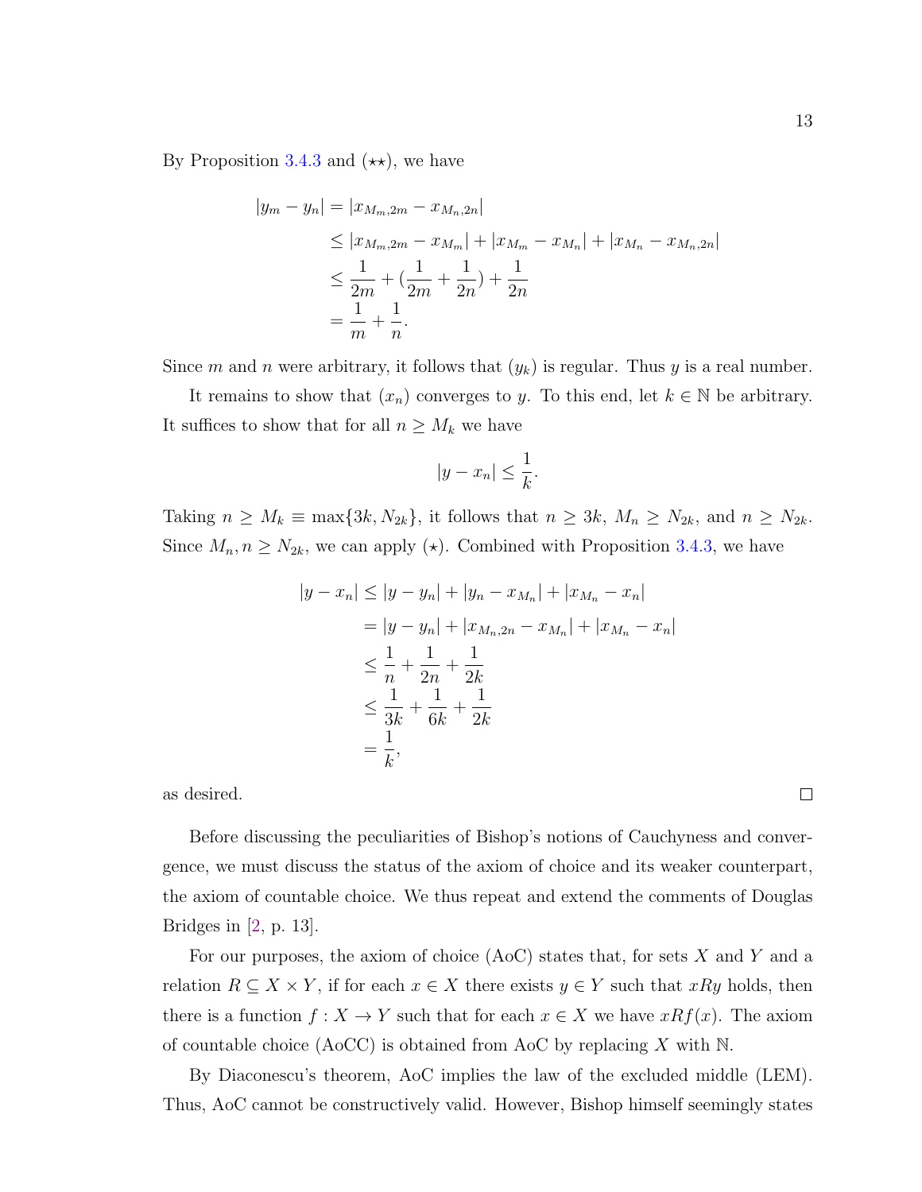By Proposition 3.4.3 and $(\star\star)$, we have

$$
\begin{aligned}
|y_m - y_n| &= |x_{M_m,2m} - x_{M_n,2n}| \\
&\leq |x_{M_m,2m} - x_{M_m}| + |x_{M_m} - x_{M_n}| + |x_{M_n} - x_{M_n,2n}| \\
&\leq \frac{1}{2m} + (\frac{1}{2m} + \frac{1}{2n}) + \frac{1}{2n} \\
&= \frac{1}{m} + \frac{1}{n}.
\end{aligned}
$$

Since $m$ and $n$ were arbitrary, it follows that $(y_k)$ is regular. Thus $y$ is a real number.

It remains to show that $(x_n)$ converges to $y$. To this end, let $k \in \mathbb{N}$ be arbitrary. It suffices to show that for all $n \geq M_k$ we have

$$
|y - x_n| \leq \frac{1}{k}.
$$

Taking $n \geq M_k \equiv \max\{3k, N_{2k}\}$, it follows that $n \geq 3k$, $M_n \geq N_{2k}$, and $n \geq N_{2k}$. Since $M_n, n \geq N_{2k}$, we can apply $(\star)$. Combined with Proposition 3.4.3, we have

$$
\begin{aligned}
|y - x_n| &\leq |y - y_n| + |y_n - x_{M_n}| + |x_{M_n} - x_n| \\
&= |y - y_n| + |x_{M_n,2n} - x_{M_n}| + |x_{M_n} - x_n| \\
&\leq \frac{1}{n} + \frac{1}{2n} + \frac{1}{2k} \\
&\leq \frac{1}{3k} + \frac{1}{6k} + \frac{1}{2k} \\
&= \frac{1}{k},
\end{aligned}
$$

as desired. □

Before discussing the peculiarities of Bishop's notions of Cauchyness and convergence, we must discuss the status of the axiom of choice and its weaker counterpart, the axiom of countable choice. We thus repeat and extend the comments of Douglas Bridges in [2, p. 13].

For our purposes, the axiom of choice (AoC) states that, for sets $X$ and $Y$ and a relation $R \subseteq X \times Y$, if for each $x \in X$ there exists $y \in Y$ such that $xRy$ holds, then there is a function $f : X \to Y$ such that for each $x \in X$ we have $xRf(x)$. The axiom of countable choice (AoCC) is obtained from AoC by replacing $X$ with $\mathbb{N}$.

By Diaconescu's theorem, AoC implies the law of the excluded middle (LEM). Thus, AoC cannot be constructively valid. However, Bishop himself seemingly states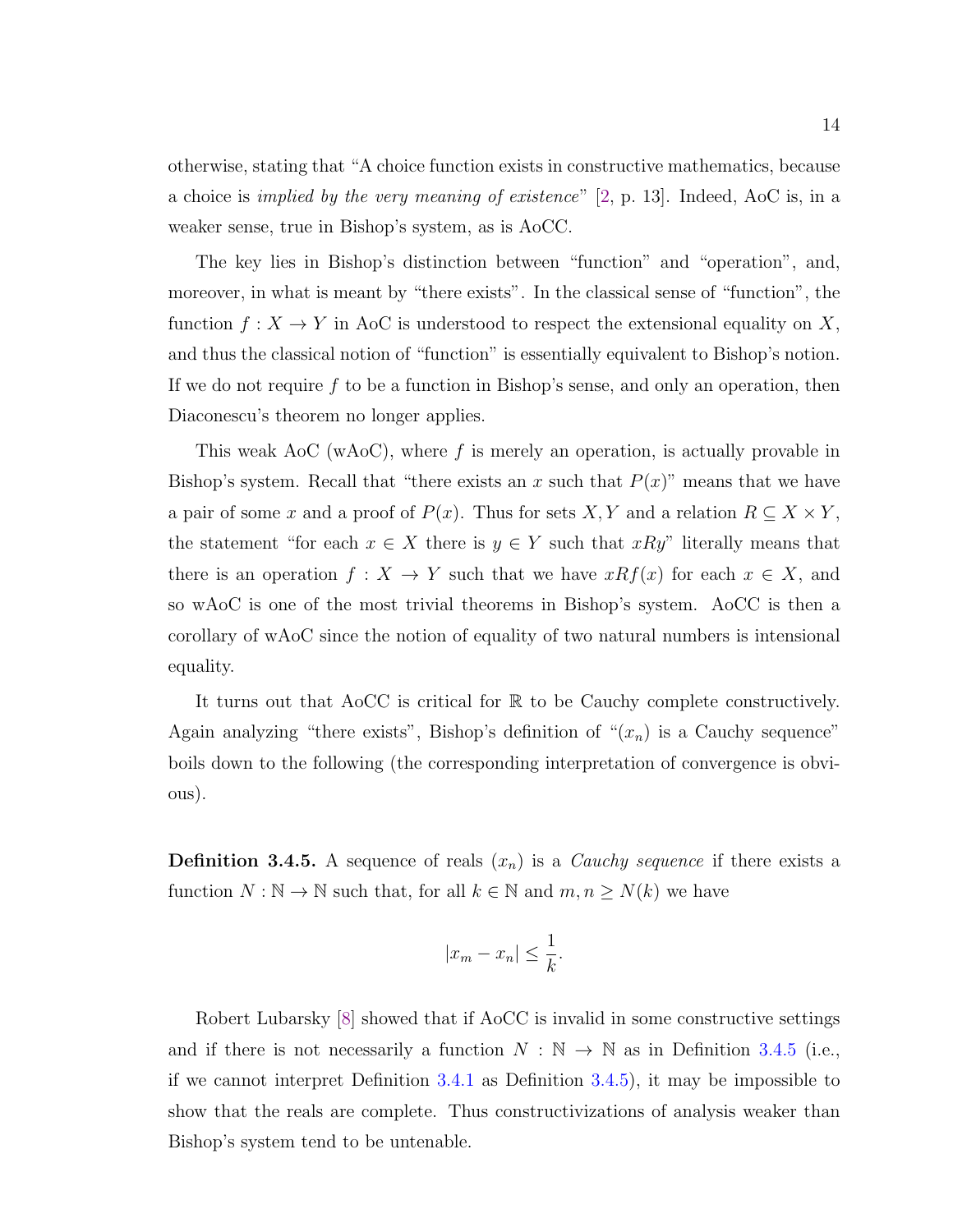otherwise, stating that "A choice function exists in constructive mathematics, because a choice is *implied by the very meaning of existence*" [2, p. 13]. Indeed, AoC is, in a weaker sense, true in Bishop's system, as is AoCC.

The key lies in Bishop's distinction between "function" and "operation", and, moreover, in what is meant by "there exists". In the classical sense of "function", the function $f : X \to Y$ in AoC is understood to respect the extensional equality on $X$, and thus the classical notion of "function" is essentially equivalent to Bishop's notion. If we do not require $f$ to be a function in Bishop's sense, and only an operation, then Diaconescu's theorem no longer applies.

This weak AoC (wAoC), where $f$ is merely an operation, is actually provable in Bishop's system. Recall that "there exists an $x$ such that $P(x)$" means that we have a pair of some $x$ and a proof of $P(x)$. Thus for sets $X, Y$ and a relation $R \subseteq X \times Y$, the statement "for each $x \in X$ there is $y \in Y$ such that $xRy$" literally means that there is an operation $f : X \to Y$ such that we have $xRf(x)$ for each $x \in X$, and so wAoC is one of the most trivial theorems in Bishop's system. AoCC is then a corollary of wAoC since the notion of equality of two natural numbers is intensional equality.

It turns out that AoCC is critical for $\mathbb{R}$ to be Cauchy complete constructively. Again analyzing "there exists", Bishop's definition of "$(x_n)$ is a Cauchy sequence" boils down to the following (the corresponding interpretation of convergence is obvious).

**Definition 3.4.5.** A sequence of reals $(x_n)$ is a *Cauchy sequence* if there exists a function $N : \mathbb{N} \to \mathbb{N}$ such that, for all $k \in \mathbb{N}$ and $m, n \geq N(k)$ we have

$$|x_m - x_n| \leq \frac{1}{k}.$$

Robert Lubarsky [8] showed that if AoCC is invalid in some constructive settings and if there is not necessarily a function $N : \mathbb{N} \to \mathbb{N}$ as in Definition 3.4.5 (i.e., if we cannot interpret Definition 3.4.1 as Definition 3.4.5), it may be impossible to show that the reals are complete. Thus constructivizations of analysis weaker than Bishop's system tend to be untenable.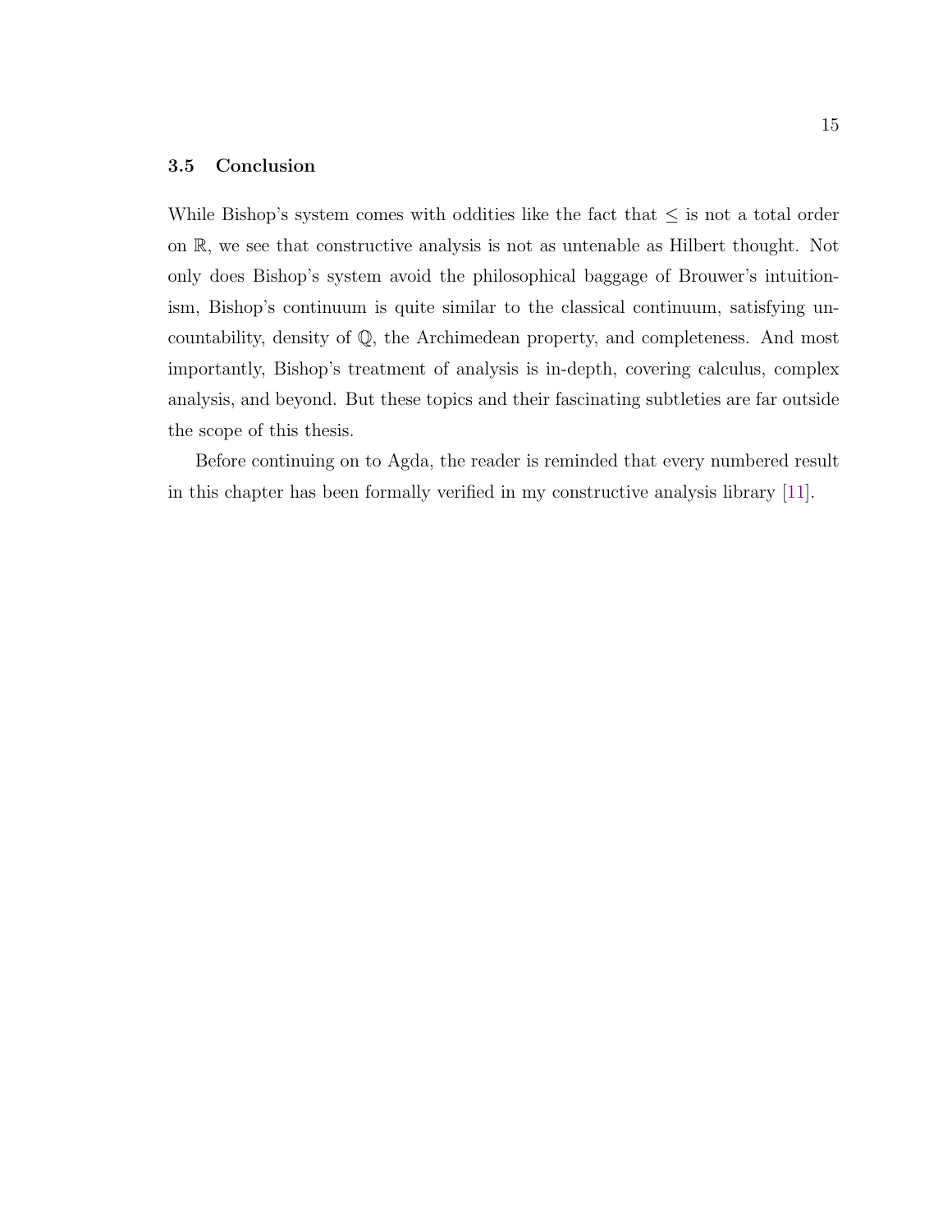### 3.5 Conclusion

While Bishop's system comes with oddities like the fact that $\leq$ is not a total order on $\mathbb{R}$, we see that constructive analysis is not as untenable as Hilbert thought. Not only does Bishop's system avoid the philosophical baggage of Brouwer's intuitionism, Bishop's continuum is quite similar to the classical continuum, satisfying uncountability, density of $\mathbb{Q}$, the Archimedean property, and completeness. And most importantly, Bishop's treatment of analysis is in-depth, covering calculus, complex analysis, and beyond. But these topics and their fascinating subtleties are far outside the scope of this thesis.

Before continuing on to Agda, the reader is reminded that every numbered result in this chapter has been formally verified in my constructive analysis library [11].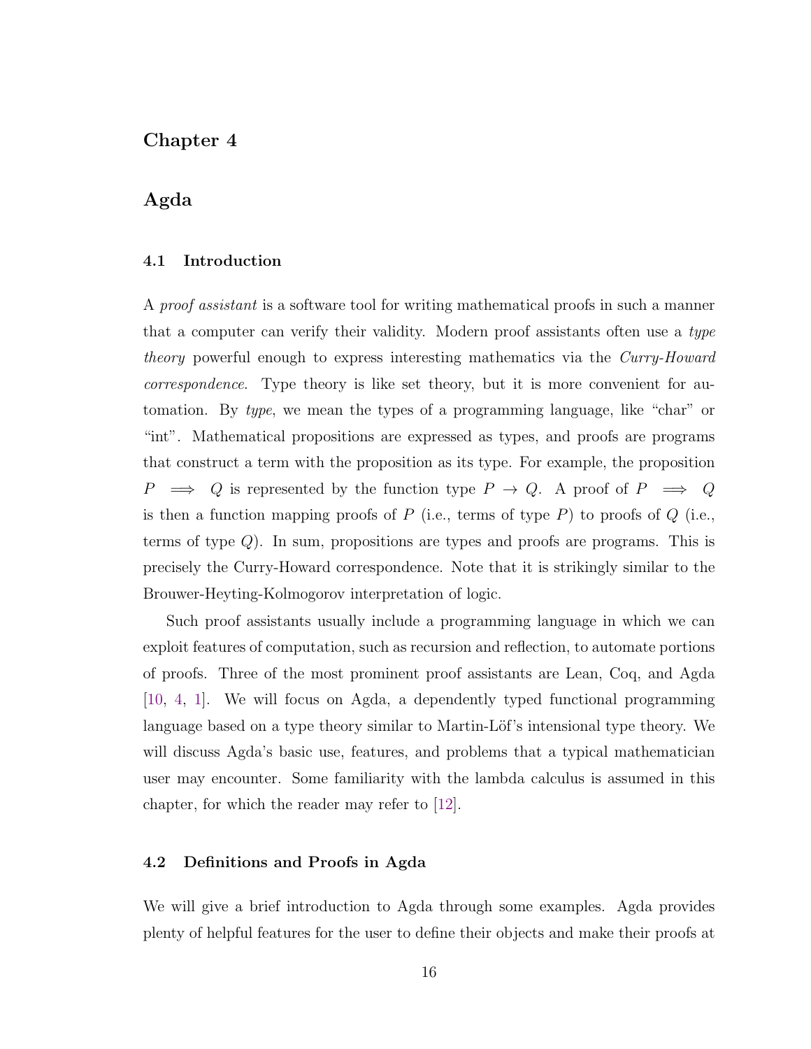# Chapter 4

# Agda

## 4.1 Introduction

A *proof assistant* is a software tool for writing mathematical proofs in such a manner that a computer can verify their validity. Modern proof assistants often use a *type theory* powerful enough to express interesting mathematics via the *Curry-Howard correspondence*. Type theory is like set theory, but it is more convenient for automation. By *type*, we mean the types of a programming language, like "char" or "int". Mathematical propositions are expressed as types, and proofs are programs that construct a term with the proposition as its type. For example, the proposition $P \implies Q$ is represented by the function type $P \to Q$. A proof of $P \implies Q$ is then a function mapping proofs of $P$ (i.e., terms of type $P$) to proofs of $Q$ (i.e., terms of type $Q$). In sum, propositions are types and proofs are programs. This is precisely the Curry-Howard correspondence. Note that it is strikingly similar to the Brouwer-Heyting-Kolmogorov interpretation of logic.

Such proof assistants usually include a programming language in which we can exploit features of computation, such as recursion and reflection, to automate portions of proofs. Three of the most prominent proof assistants are Lean, Coq, and Agda [10, 4, 1]. We will focus on Agda, a dependently typed functional programming language based on a type theory similar to Martin-Löf's intensional type theory. We will discuss Agda's basic use, features, and problems that a typical mathematician user may encounter. Some familiarity with the lambda calculus is assumed in this chapter, for which the reader may refer to [12].

## 4.2 Definitions and Proofs in Agda

We will give a brief introduction to Agda through some examples. Agda provides plenty of helpful features for the user to define their objects and make their proofs at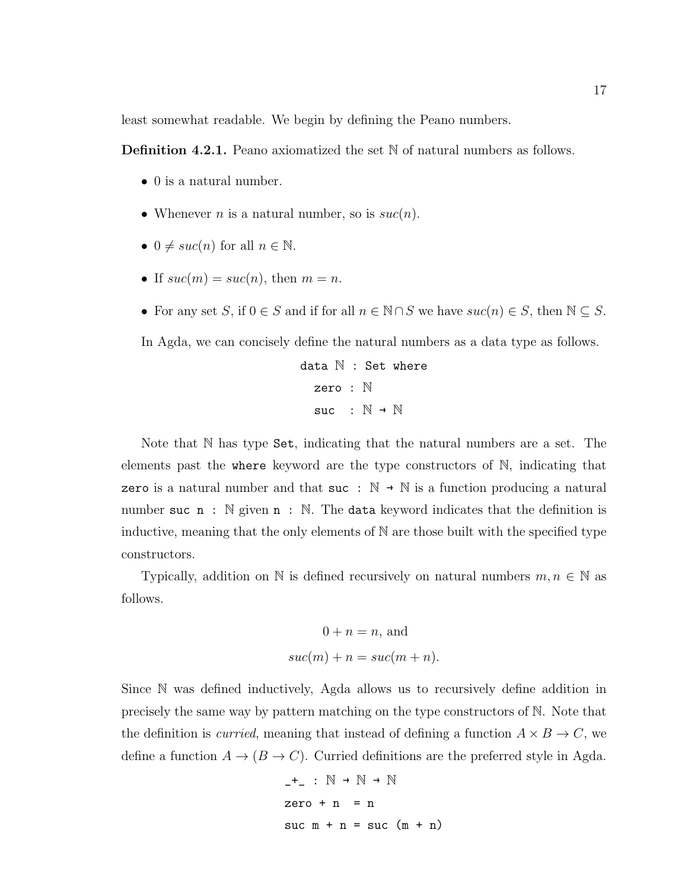least somewhat readable. We begin by defining the Peano numbers.

**Definition 4.2.1.** Peano axiomatized the set $\mathbb{N}$ of natural numbers as follows.

- $0$ is a natural number.
- Whenever $n$ is a natural number, so is $suc(n)$.
- $0 \neq suc(n)$ for all $n \in \mathbb{N}$.
- If $suc(m) = suc(n)$, then $m = n$.
- For any set $S$, if $0 \in S$ and if for all $n \in \mathbb{N} \cap S$ we have $suc(n) \in S$, then $\mathbb{N} \subseteq S$.

In Agda, we can concisely define the natural numbers as a data type as follows.

```
data ℕ : Set where
  zero : ℕ
  suc  : ℕ → ℕ
```

Note that $\mathbb{N}$ has type `Set`, indicating that the natural numbers are a set. The elements past the `where` keyword are the type constructors of $\mathbb{N}$, indicating that `zero` is a natural number and that `suc : ℕ → ℕ` is a function producing a natural number `suc n : ℕ` given `n : ℕ`. The `data` keyword indicates that the definition is inductive, meaning that the only elements of $\mathbb{N}$ are those built with the specified type constructors.

Typically, addition on $\mathbb{N}$ is defined recursively on natural numbers $m, n \in \mathbb{N}$ as follows.

$$0 + n = n, \text{ and}$$
$$suc(m) + n = suc(m + n).$$

Since $\mathbb{N}$ was defined inductively, Agda allows us to recursively define addition in precisely the same way by pattern matching on the type constructors of $\mathbb{N}$. Note that the definition is *curried*, meaning that instead of defining a function $A \times B \to C$, we define a function $A \to (B \to C)$. Curried definitions are the preferred style in Agda.

```
_+_ : ℕ → ℕ → ℕ
zero + n  = n
suc m + n = suc (m + n)
```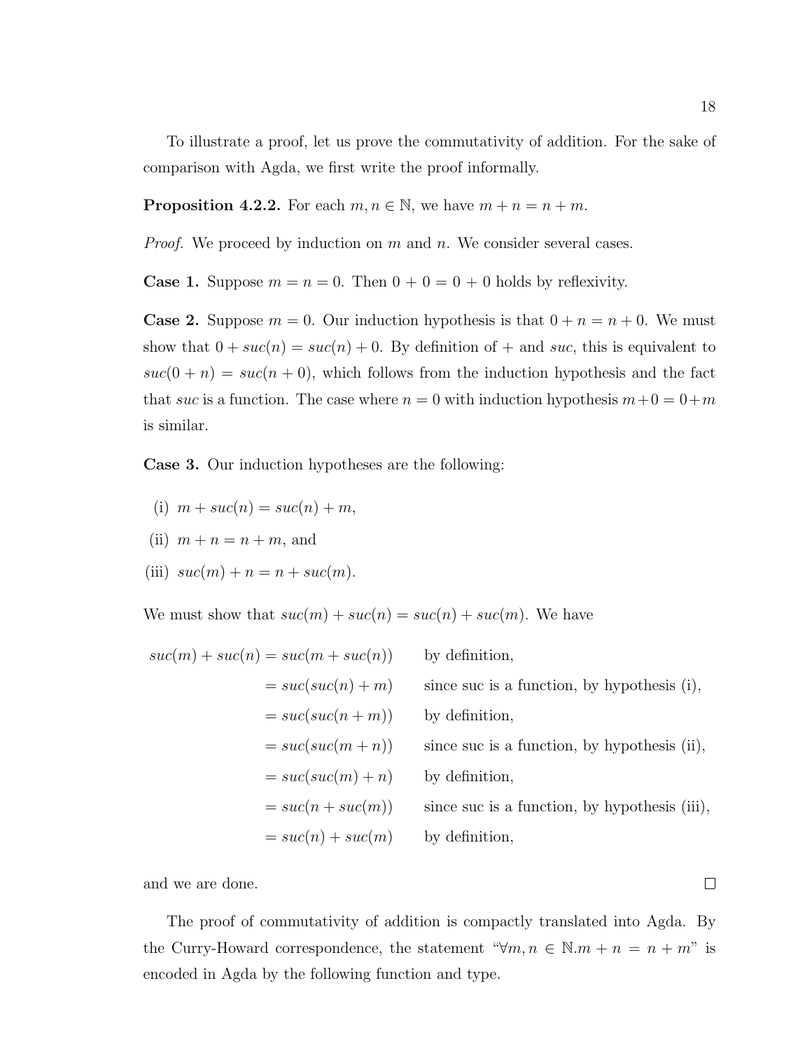To illustrate a proof, let us prove the commutativity of addition. For the sake of comparison with Agda, we first write the proof informally.

**Proposition 4.2.2.** For each $m, n \in \mathbb{N}$, we have $m + n = n + m$.

*Proof.* We proceed by induction on $m$ and $n$. We consider several cases.

**Case 1.** Suppose $m = n = 0$. Then $0 + 0 = 0 + 0$ holds by reflexivity.

**Case 2.** Suppose $m = 0$. Our induction hypothesis is that $0 + n = n + 0$. We must show that $0 + suc(n) = suc(n) + 0$. By definition of $+$ and *suc*, this is equivalent to $suc(0 + n) = suc(n + 0)$, which follows from the induction hypothesis and the fact that *suc* is a function. The case where $n = 0$ with induction hypothesis $m + 0 = 0 + m$ is similar.

**Case 3.** Our induction hypotheses are the following:

(i) $m + suc(n) = suc(n) + m$,

(ii) $m + n = n + m$, and

(iii) $suc(m) + n = n + suc(m)$.

We must show that $suc(m) + suc(n) = suc(n) + suc(m)$. We have

$$
\begin{aligned}
suc(m) + suc(n) &= suc(m + suc(n)) && \text{by definition,} \\
&= suc(suc(n) + m) && \text{since suc is a function, by hypothesis (i),} \\
&= suc(suc(n + m)) && \text{by definition,} \\
&= suc(suc(m + n)) && \text{since suc is a function, by hypothesis (ii),} \\
&= suc(suc(m) + n) && \text{by definition,} \\
&= suc(n + suc(m)) && \text{since suc is a function, by hypothesis (iii),} \\
&= suc(n) + suc(m) && \text{by definition,}
\end{aligned}
$$

and we are done. □

The proof of commutativity of addition is compactly translated into Agda. By the Curry-Howard correspondence, the statement "$\forall m, n \in \mathbb{N}. m + n = n + m$" is encoded in Agda by the following function and type.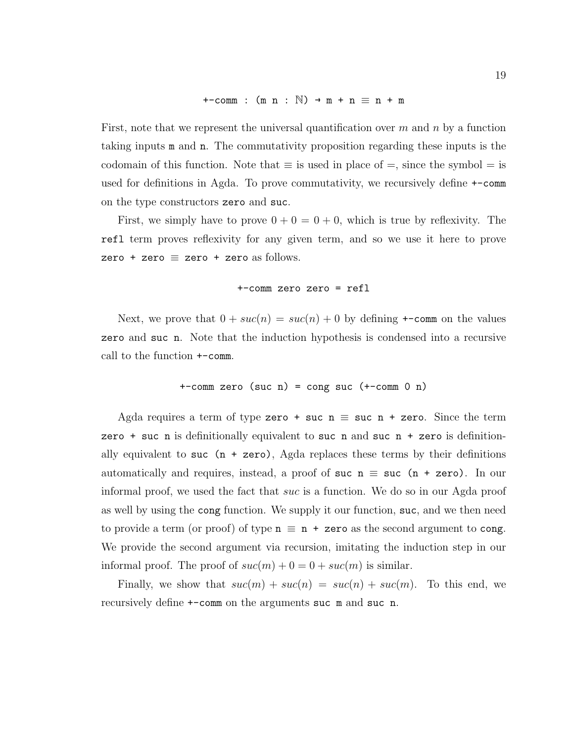```
+-comm : (m n : ℕ) → m + n ≡ n + m
```

First, note that we represent the universal quantification over $m$ and $n$ by a function taking inputs `m` and `n`. The commutativity proposition regarding these inputs is the codomain of this function. Note that ≡ is used in place of =, since the symbol = is used for definitions in Agda. To prove commutativity, we recursively define `+-comm` on the type constructors `zero` and `suc`.

First, we simply have to prove $0 + 0 = 0 + 0$, which is true by reflexivity. The `refl` term proves reflexivity for any given term, and so we use it here to prove `zero + zero ≡ zero + zero` as follows.

```
+-comm zero zero = refl
```

Next, we prove that $0 + suc(n) = suc(n) + 0$ by defining `+-comm` on the values `zero` and `suc n`. Note that the induction hypothesis is condensed into a recursive call to the function `+-comm`.

```
+-comm zero (suc n) = cong suc (+-comm 0 n)
```

Agda requires a term of type `zero + suc n ≡ suc n + zero`. Since the term `zero + suc n` is definitionally equivalent to `suc n` and `suc n + zero` is definitionally equivalent to `suc (n + zero)`, Agda replaces these terms by their definitions automatically and requires, instead, a proof of `suc n ≡ suc (n + zero)`. In our informal proof, we used the fact that *suc* is a function. We do so in our Agda proof as well by using the `cong` function. We supply it our function, `suc`, and we then need to provide a term (or proof) of type `n ≡ n + zero` as the second argument to `cong`. We provide the second argument via recursion, imitating the induction step in our informal proof. The proof of $suc(m) + 0 = 0 + suc(m)$ is similar.

Finally, we show that $suc(m) + suc(n) = suc(n) + suc(m)$. To this end, we recursively define `+-comm` on the arguments `suc m` and `suc n`.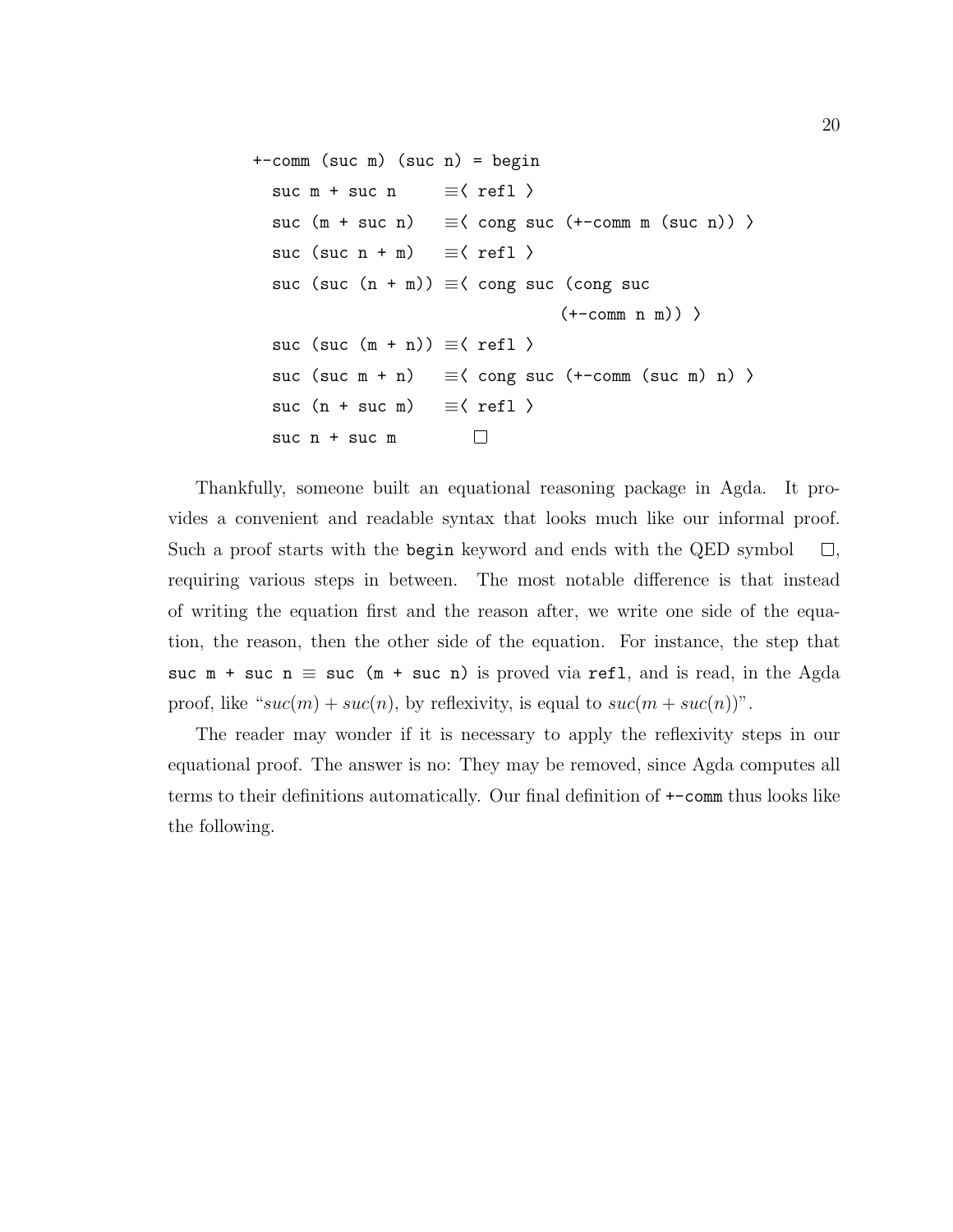```
+-comm (suc m) (suc n) = begin
  suc m + suc n     ≡⟨ refl ⟩
  suc (m + suc n)   ≡⟨ cong suc (+-comm m (suc n)) ⟩
  suc (suc n + m)   ≡⟨ refl ⟩
  suc (suc (n + m)) ≡⟨ cong suc (cong suc
                              (+-comm n m)) ⟩
  suc (suc (m + n)) ≡⟨ refl ⟩
  suc (suc m + n)   ≡⟨ cong suc (+-comm (suc m) n) ⟩
  suc (n + suc m)   ≡⟨ refl ⟩
  suc n + suc m       □
```

Thankfully, someone built an equational reasoning package in Agda. It provides a convenient and readable syntax that looks much like our informal proof. Such a proof starts with the `begin` keyword and ends with the QED symbol □, requiring various steps in between. The most notable difference is that instead of writing the equation first and the reason after, we write one side of the equation, the reason, then the other side of the equation. For instance, the step that `suc m + suc n` ≡ `suc (m + suc n)` is proved via `refl`, and is read, in the Agda proof, like "$suc(m) + suc(n)$, by reflexivity, is equal to $suc(m + suc(n))$".

The reader may wonder if it is necessary to apply the reflexivity steps in our equational proof. The answer is no: They may be removed, since Agda computes all terms to their definitions automatically. Our final definition of `+-comm` thus looks like the following.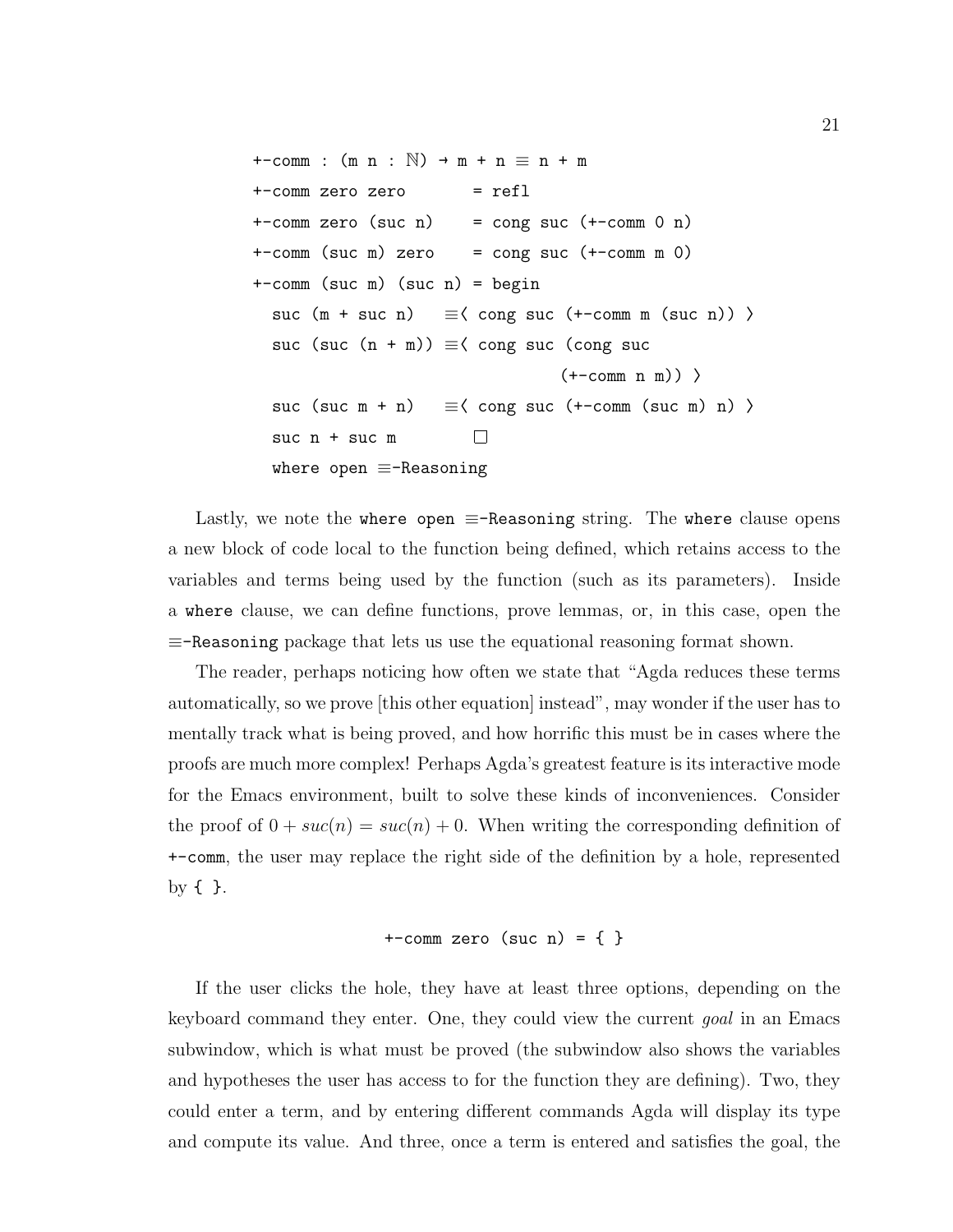```
+-comm : (m n : ℕ) → m + n ≡ n + m
+-comm zero zero       = refl
+-comm zero (suc n)    = cong suc (+-comm 0 n)
+-comm (suc m) zero    = cong suc (+-comm m 0)
+-comm (suc m) (suc n) = begin
  suc (m + suc n)   ≡⟨ cong suc (+-comm m (suc n)) ⟩
  suc (suc (n + m)) ≡⟨ cong suc (cong suc
                                (+-comm n m)) ⟩
  suc (suc m + n)   ≡⟨ cong suc (+-comm (suc m) n) ⟩
  suc n + suc m     ∎
  where open ≡-Reasoning
```

Lastly, we note the `where open ≡-Reasoning` string. The `where` clause opens a new block of code local to the function being defined, which retains access to the variables and terms being used by the function (such as its parameters). Inside a `where` clause, we can define functions, prove lemmas, or, in this case, open the `≡-Reasoning` package that lets us use the equational reasoning format shown.

The reader, perhaps noticing how often we state that "Agda reduces these terms automatically, so we prove [this other equation] instead", may wonder if the user has to mentally track what is being proved, and how horrific this must be in cases where the proofs are much more complex! Perhaps Agda's greatest feature is its interactive mode for the Emacs environment, built to solve these kinds of inconveniences. Consider the proof of $0 + suc(n) = suc(n) + 0$. When writing the corresponding definition of `+-comm`, the user may replace the right side of the definition by a hole, represented by `{ }`.

```
+-comm zero (suc n) = { }
```

If the user clicks the hole, they have at least three options, depending on the keyboard command they enter. One, they could view the current *goal* in an Emacs subwindow, which is what must be proved (the subwindow also shows the variables and hypotheses the user has access to for the function they are defining). Two, they could enter a term, and by entering different commands Agda will display its type and compute its value. And three, once a term is entered and satisfies the goal, the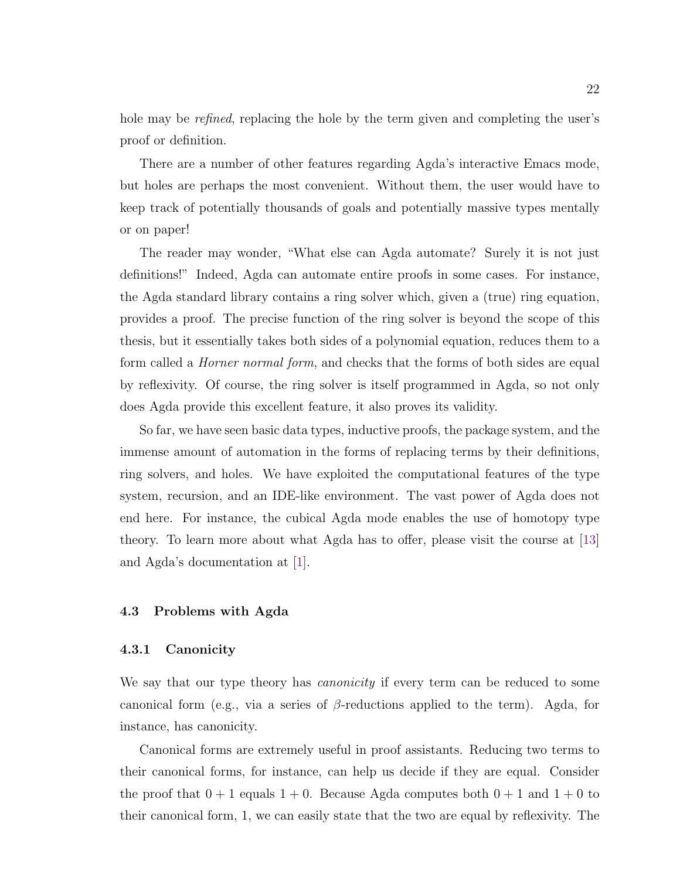hole may be *refined*, replacing the hole by the term given and completing the user's proof or definition.

There are a number of other features regarding Agda's interactive Emacs mode, but holes are perhaps the most convenient. Without them, the user would have to keep track of potentially thousands of goals and potentially massive types mentally or on paper!

The reader may wonder, "What else can Agda automate? Surely it is not just definitions!" Indeed, Agda can automate entire proofs in some cases. For instance, the Agda standard library contains a ring solver which, given a (true) ring equation, provides a proof. The precise function of the ring solver is beyond the scope of this thesis, but it essentially takes both sides of a polynomial equation, reduces them to a form called a *Horner normal form*, and checks that the forms of both sides are equal by reflexivity. Of course, the ring solver is itself programmed in Agda, so not only does Agda provide this excellent feature, it also proves its validity.

So far, we have seen basic data types, inductive proofs, the package system, and the immense amount of automation in the forms of replacing terms by their definitions, ring solvers, and holes. We have exploited the computational features of the type system, recursion, and an IDE-like environment. The vast power of Agda does not end here. For instance, the cubical Agda mode enables the use of homotopy type theory. To learn more about what Agda has to offer, please visit the course at [13] and Agda's documentation at [1].

### 4.3 Problems with Agda

#### 4.3.1 Canonicity

We say that our type theory has *canonicity* if every term can be reduced to some canonical form (e.g., via a series of $\beta$-reductions applied to the term). Agda, for instance, has canonicity.

Canonical forms are extremely useful in proof assistants. Reducing two terms to their canonical forms, for instance, can help us decide if they are equal. Consider the proof that $0 + 1$ equals $1 + 0$. Because Agda computes both $0 + 1$ and $1 + 0$ to their canonical form, 1, we can easily state that the two are equal by reflexivity. The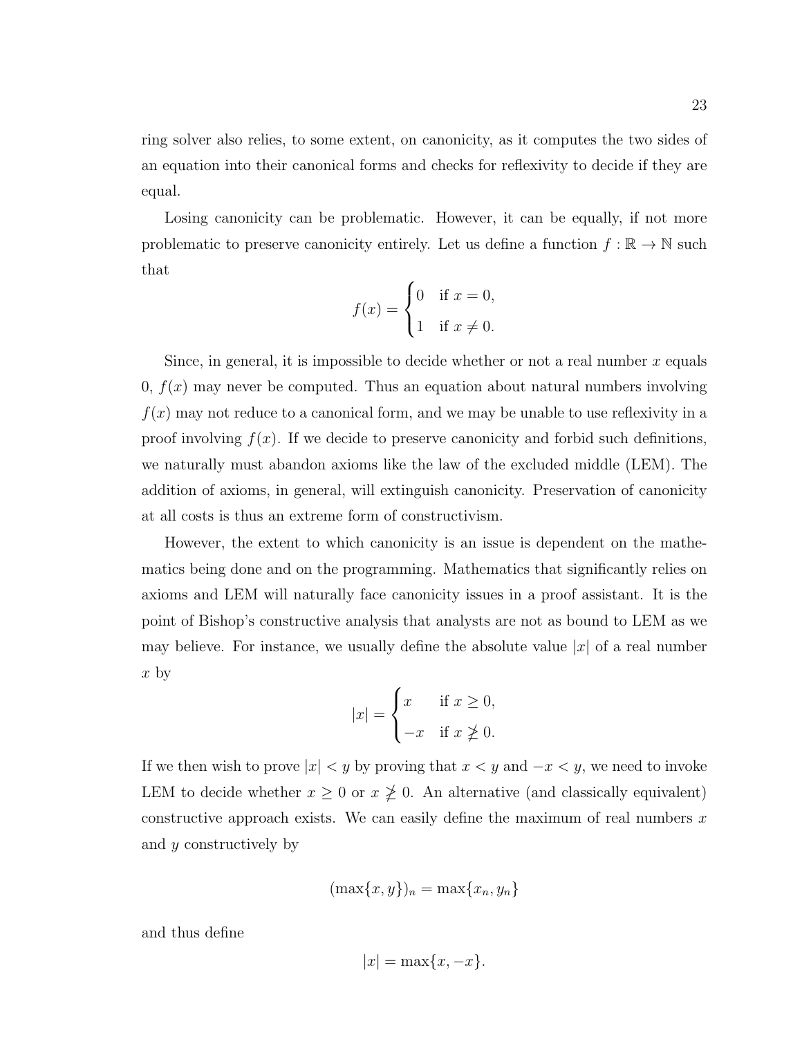ring solver also relies, to some extent, on canonicity, as it computes the two sides of an equation into their canonical forms and checks for reflexivity to decide if they are equal.

Losing canonicity can be problematic. However, it can be equally, if not more problematic to preserve canonicity entirely. Let us define a function $f : \mathbb{R} \to \mathbb{N}$ such that

$$f(x) = \begin{cases} 0 & \text{if } x = 0, \\ 1 & \text{if } x \neq 0. \end{cases}$$

Since, in general, it is impossible to decide whether or not a real number $x$ equals 0, $f(x)$ may never be computed. Thus an equation about natural numbers involving $f(x)$ may not reduce to a canonical form, and we may be unable to use reflexivity in a proof involving $f(x)$. If we decide to preserve canonicity and forbid such definitions, we naturally must abandon axioms like the law of the excluded middle (LEM). The addition of axioms, in general, will extinguish canonicity. Preservation of canonicity at all costs is thus an extreme form of constructivism.

However, the extent to which canonicity is an issue is dependent on the mathematics being done and on the programming. Mathematics that significantly relies on axioms and LEM will naturally face canonicity issues in a proof assistant. It is the point of Bishop's constructive analysis that analysts are not as bound to LEM as we may believe. For instance, we usually define the absolute value $|x|$ of a real number $x$ by

$$|x| = \begin{cases} x & \text{if } x \geq 0, \\ -x & \text{if } x \not\geq 0. \end{cases}$$

If we then wish to prove $|x| < y$ by proving that $x < y$ and $-x < y$, we need to invoke LEM to decide whether $x \geq 0$ or $x \not\geq 0$. An alternative (and classically equivalent) constructive approach exists. We can easily define the maximum of real numbers $x$ and $y$ constructively by

$$(\max\{x, y\})_n = \max\{x_n, y_n\}$$

and thus define

$$|x| = \max\{x, -x\}.$$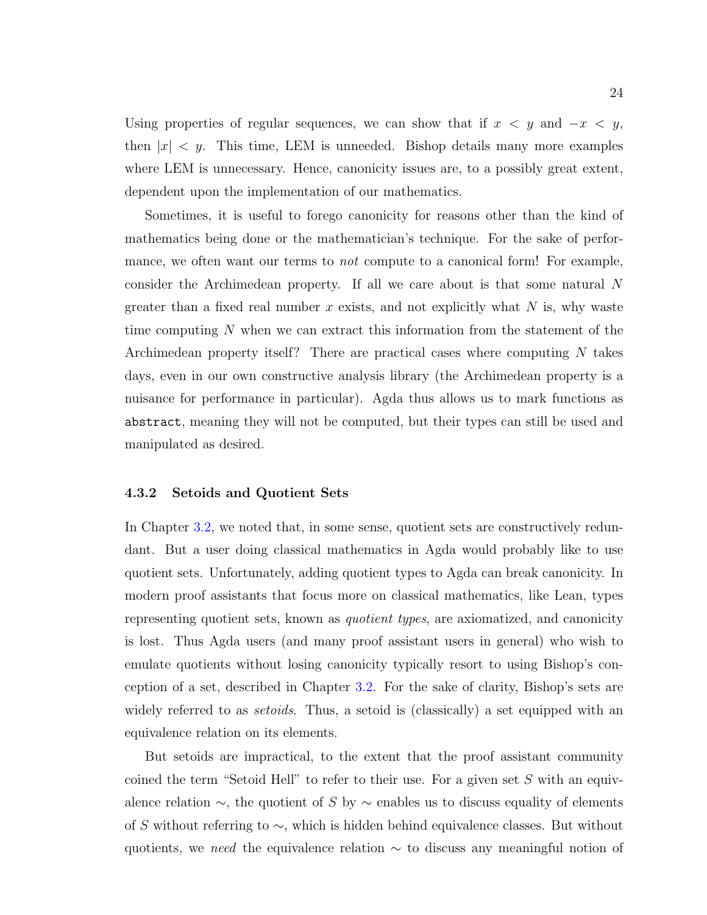Using properties of regular sequences, we can show that if $x < y$ and $-x < y$, then $|x| < y$. This time, LEM is unneeded. Bishop details many more examples where LEM is unnecessary. Hence, canonicity issues are, to a possibly great extent, dependent upon the implementation of our mathematics.

Sometimes, it is useful to forego canonicity for reasons other than the kind of mathematics being done or the mathematician's technique. For the sake of performance, we often want our terms to *not* compute to a canonical form! For example, consider the Archimedean property. If all we care about is that some natural $N$ greater than a fixed real number $x$ exists, and not explicitly what $N$ is, why waste time computing $N$ when we can extract this information from the statement of the Archimedean property itself? There are practical cases where computing $N$ takes days, even in our own constructive analysis library (the Archimedean property is a nuisance for performance in particular). Agda thus allows us to mark functions as `abstract`, meaning they will not be computed, but their types can still be used and manipulated as desired.

### 4.3.2 Setoids and Quotient Sets

In Chapter 3.2, we noted that, in some sense, quotient sets are constructively redundant. But a user doing classical mathematics in Agda would probably like to use quotient sets. Unfortunately, adding quotient types to Agda can break canonicity. In modern proof assistants that focus more on classical mathematics, like Lean, types representing quotient sets, known as *quotient types*, are axiomatized, and canonicity is lost. Thus Agda users (and many proof assistant users in general) who wish to emulate quotients without losing canonicity typically resort to using Bishop's conception of a set, described in Chapter 3.2. For the sake of clarity, Bishop's sets are widely referred to as *setoids*. Thus, a setoid is (classically) a set equipped with an equivalence relation on its elements.

But setoids are impractical, to the extent that the proof assistant community coined the term "Setoid Hell" to refer to their use. For a given set $S$ with an equivalence relation $\sim$, the quotient of $S$ by $\sim$ enables us to discuss equality of elements of $S$ without referring to $\sim$, which is hidden behind equivalence classes. But without quotients, we *need* the equivalence relation $\sim$ to discuss any meaningful notion of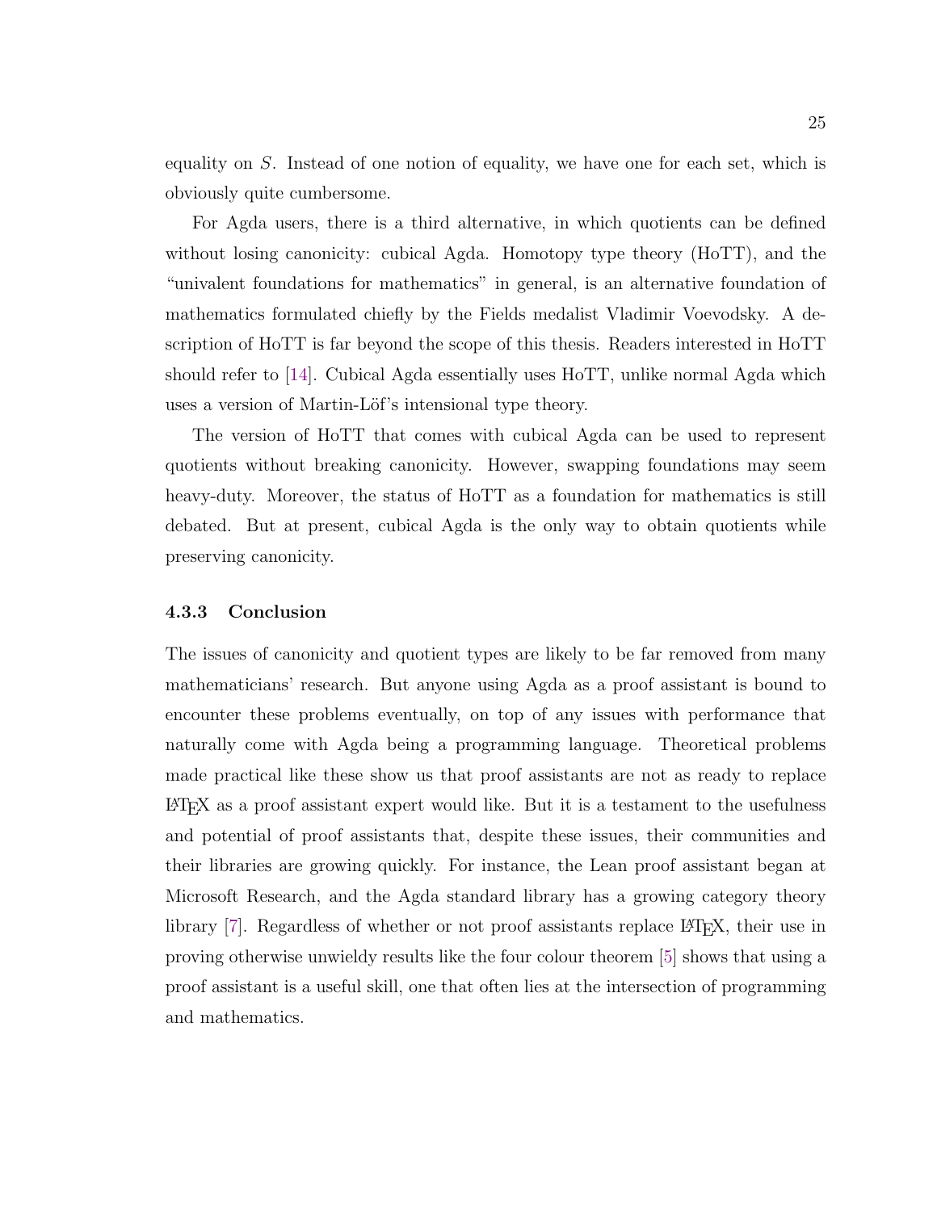equality on $S$. Instead of one notion of equality, we have one for each set, which is obviously quite cumbersome.

For Agda users, there is a third alternative, in which quotients can be defined without losing canonicity: cubical Agda. Homotopy type theory (HoTT), and the "univalent foundations for mathematics" in general, is an alternative foundation of mathematics formulated chiefly by the Fields medalist Vladimir Voevodsky. A description of HoTT is far beyond the scope of this thesis. Readers interested in HoTT should refer to [14]. Cubical Agda essentially uses HoTT, unlike normal Agda which uses a version of Martin-Löf's intensional type theory.

The version of HoTT that comes with cubical Agda can be used to represent quotients without breaking canonicity. However, swapping foundations may seem heavy-duty. Moreover, the status of HoTT as a foundation for mathematics is still debated. But at present, cubical Agda is the only way to obtain quotients while preserving canonicity.

### 4.3.3 Conclusion

The issues of canonicity and quotient types are likely to be far removed from many mathematicians' research. But anyone using Agda as a proof assistant is bound to encounter these problems eventually, on top of any issues with performance that naturally come with Agda being a programming language. Theoretical problems made practical like these show us that proof assistants are not as ready to replace LaTeX as a proof assistant expert would like. But it is a testament to the usefulness and potential of proof assistants that, despite these issues, their communities and their libraries are growing quickly. For instance, the Lean proof assistant began at Microsoft Research, and the Agda standard library has a growing category theory library [7]. Regardless of whether or not proof assistants replace LaTeX, their use in proving otherwise unwieldy results like the four colour theorem [5] shows that using a proof assistant is a useful skill, one that often lies at the intersection of programming and mathematics.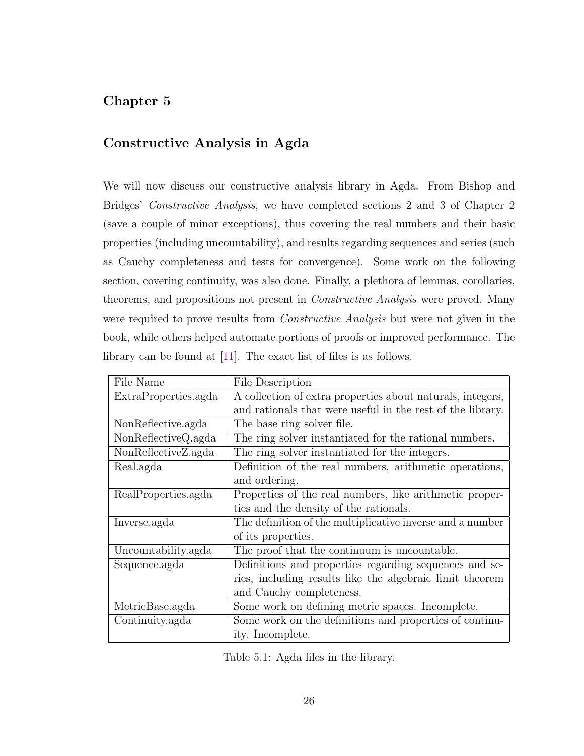# Chapter 5

## Constructive Analysis in Agda

We will now discuss our constructive analysis library in Agda. From Bishop and Bridges' *Constructive Analysis*, we have completed sections 2 and 3 of Chapter 2 (save a couple of minor exceptions), thus covering the real numbers and their basic properties (including uncountability), and results regarding sequences and series (such as Cauchy completeness and tests for convergence). Some work on the following section, covering continuity, was also done. Finally, a plethora of lemmas, corollaries, theorems, and propositions not present in *Constructive Analysis* were proved. Many were required to prove results from *Constructive Analysis* but were not given in the book, while others helped automate portions of proofs or improved performance. The library can be found at [11]. The exact list of files is as follows.

| File Name | File Description |
|---|---|
| ExtraProperties.agda | A collection of extra properties about naturals, integers, and rationals that were useful in the rest of the library. |
| NonReflective.agda | The base ring solver file. |
| NonReflectiveQ.agda | The ring solver instantiated for the rational numbers. |
| NonReflectiveZ.agda | The ring solver instantiated for the integers. |
| Real.agda | Definition of the real numbers, arithmetic operations, and ordering. |
| RealProperties.agda | Properties of the real numbers, like arithmetic properties and the density of the rationals. |
| Inverse.agda | The definition of the multiplicative inverse and a number of its properties. |
| Uncountability.agda | The proof that the continuum is uncountable. |
| Sequence.agda | Definitions and properties regarding sequences and series, including results like the algebraic limit theorem and Cauchy completeness. |
| MetricBase.agda | Some work on defining metric spaces. Incomplete. |
| Continuity.agda | Some work on the definitions and properties of continuity. Incomplete. |

Table 5.1: Agda files in the library.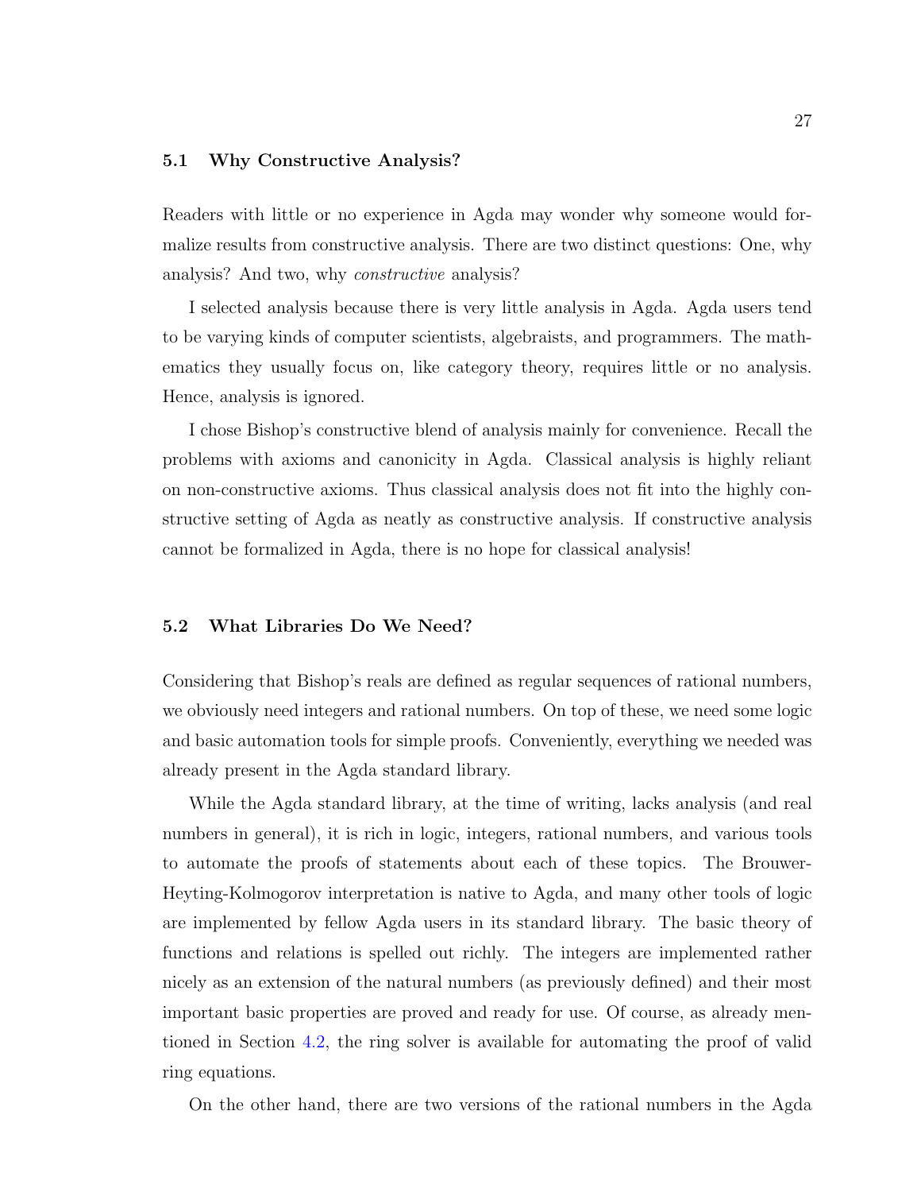## 5.1 Why Constructive Analysis?

Readers with little or no experience in Agda may wonder why someone would formalize results from constructive analysis. There are two distinct questions: One, why analysis? And two, why *constructive* analysis?

I selected analysis because there is very little analysis in Agda. Agda users tend to be varying kinds of computer scientists, algebraists, and programmers. The mathematics they usually focus on, like category theory, requires little or no analysis. Hence, analysis is ignored.

I chose Bishop's constructive blend of analysis mainly for convenience. Recall the problems with axioms and canonicity in Agda. Classical analysis is highly reliant on non-constructive axioms. Thus classical analysis does not fit into the highly constructive setting of Agda as neatly as constructive analysis. If constructive analysis cannot be formalized in Agda, there is no hope for classical analysis!

## 5.2 What Libraries Do We Need?

Considering that Bishop's reals are defined as regular sequences of rational numbers, we obviously need integers and rational numbers. On top of these, we need some logic and basic automation tools for simple proofs. Conveniently, everything we needed was already present in the Agda standard library.

While the Agda standard library, at the time of writing, lacks analysis (and real numbers in general), it is rich in logic, integers, rational numbers, and various tools to automate the proofs of statements about each of these topics. The Brouwer-Heyting-Kolmogorov interpretation is native to Agda, and many other tools of logic are implemented by fellow Agda users in its standard library. The basic theory of functions and relations is spelled out richly. The integers are implemented rather nicely as an extension of the natural numbers (as previously defined) and their most important basic properties are proved and ready for use. Of course, as already mentioned in Section 4.2, the ring solver is available for automating the proof of valid ring equations.

On the other hand, there are two versions of the rational numbers in the Agda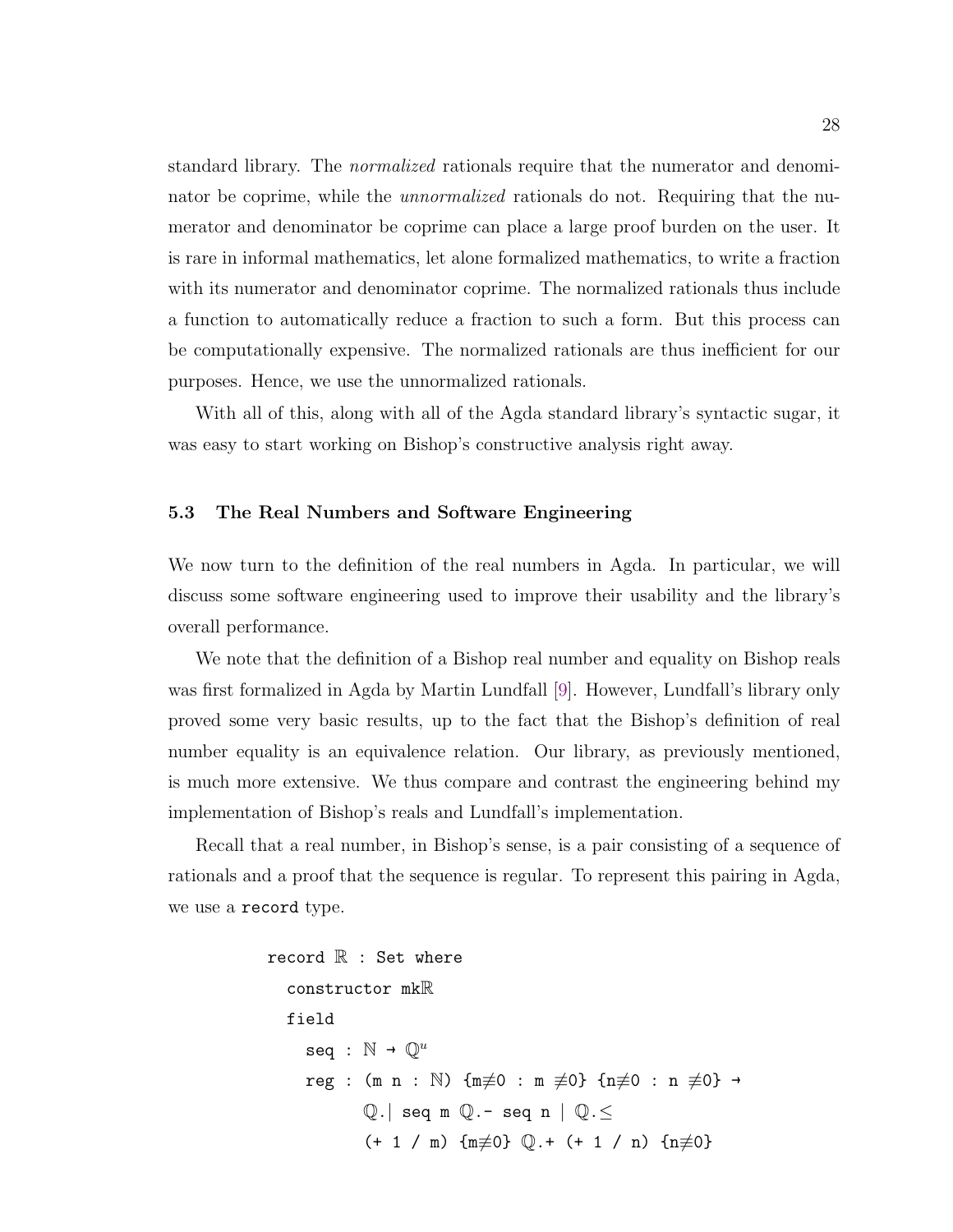standard library. The *normalized* rationals require that the numerator and denominator be coprime, while the *unnormalized* rationals do not. Requiring that the numerator and denominator be coprime can place a large proof burden on the user. It is rare in informal mathematics, let alone formalized mathematics, to write a fraction with its numerator and denominator coprime. The normalized rationals thus include a function to automatically reduce a fraction to such a form. But this process can be computationally expensive. The normalized rationals are thus inefficient for our purposes. Hence, we use the unnormalized rationals.

With all of this, along with all of the Agda standard library's syntactic sugar, it was easy to start working on Bishop's constructive analysis right away.

### 5.3 The Real Numbers and Software Engineering

We now turn to the definition of the real numbers in Agda. In particular, we will discuss some software engineering used to improve their usability and the library's overall performance.

We note that the definition of a Bishop real number and equality on Bishop reals was first formalized in Agda by Martin Lundfall [9]. However, Lundfall's library only proved some very basic results, up to the fact that the Bishop's definition of real number equality is an equivalence relation. Our library, as previously mentioned, is much more extensive. We thus compare and contrast the engineering behind my implementation of Bishop's reals and Lundfall's implementation.

Recall that a real number, in Bishop's sense, is a pair consisting of a sequence of rationals and a proof that the sequence is regular. To represent this pairing in Agda, we use a `record` type.

```
record ℝ : Set where
  constructor mkℝ
  field
    seq : ℕ → ℚᵘ
    reg : (m n : ℕ) {m≢0 : m ≢0} {n≢0 : n ≢0} →
          ℚ.∣ seq m ℚ.- seq n ∣ ℚ.≤
          (+ 1 / m) {m≢0} ℚ.+ (+ 1 / n) {n≢0}
```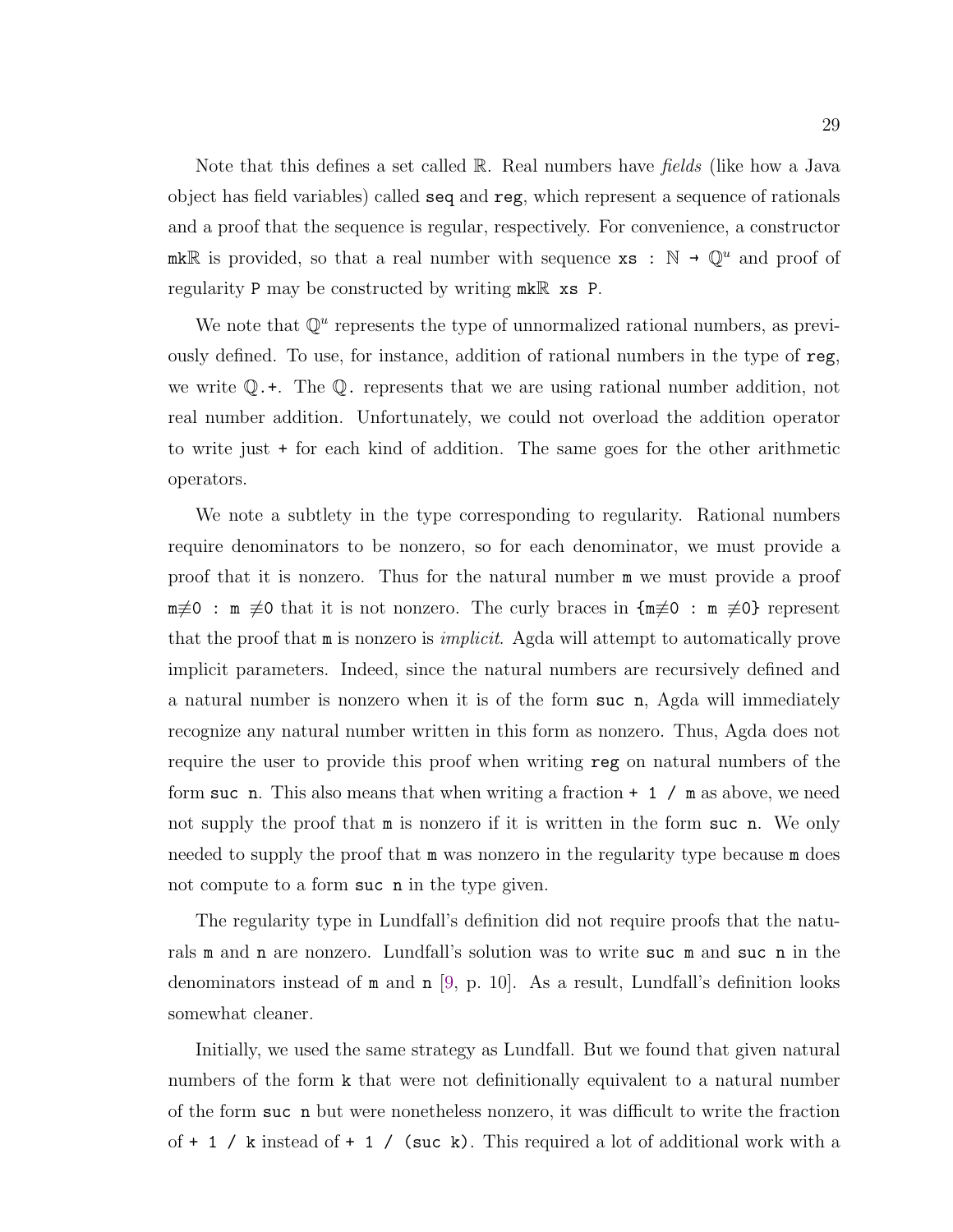Note that this defines a set called ℝ. Real numbers have *fields* (like how a Java object has field variables) called `seq` and `reg`, which represent a sequence of rationals and a proof that the sequence is regular, respectively. For convenience, a constructor `mkℝ` is provided, so that a real number with sequence `xs : ℕ → ℚᵘ` and proof of regularity `P` may be constructed by writing `mkℝ xs P`.

We note that $\mathbb{Q}^u$ represents the type of unnormalized rational numbers, as previously defined. To use, for instance, addition of rational numbers in the type of `reg`, we write `ℚ.+`. The `ℚ.` represents that we are using rational number addition, not real number addition. Unfortunately, we could not overload the addition operator to write just `+` for each kind of addition. The same goes for the other arithmetic operators.

We note a subtlety in the type corresponding to regularity. Rational numbers require denominators to be nonzero, so for each denominator, we must provide a proof that it is nonzero. Thus for the natural number `m` we must provide a proof `m≢0 : m ≢0` that it is not nonzero. The curly braces in `{m≢0 : m ≢0}` represent that the proof that `m` is nonzero is *implicit*. Agda will attempt to automatically prove implicit parameters. Indeed, since the natural numbers are recursively defined and a natural number is nonzero when it is of the form `suc n`, Agda will immediately recognize any natural number written in this form as nonzero. Thus, Agda does not require the user to provide this proof when writing `reg` on natural numbers of the form `suc n`. This also means that when writing a fraction `+ 1 / m` as above, we need not supply the proof that `m` is nonzero if it is written in the form `suc n`. We only needed to supply the proof that `m` was nonzero in the regularity type because `m` does not compute to a form `suc n` in the type given.

The regularity type in Lundfall's definition did not require proofs that the naturals `m` and `n` are nonzero. Lundfall's solution was to write `suc m` and `suc n` in the denominators instead of `m` and `n` [9, p. 10]. As a result, Lundfall's definition looks somewhat cleaner.

Initially, we used the same strategy as Lundfall. But we found that given natural numbers of the form `k` that were not definitionally equivalent to a natural number of the form `suc n` but were nonetheless nonzero, it was difficult to write the fraction of `+ 1 / k` instead of `+ 1 / (suc k)`. This required a lot of additional work with a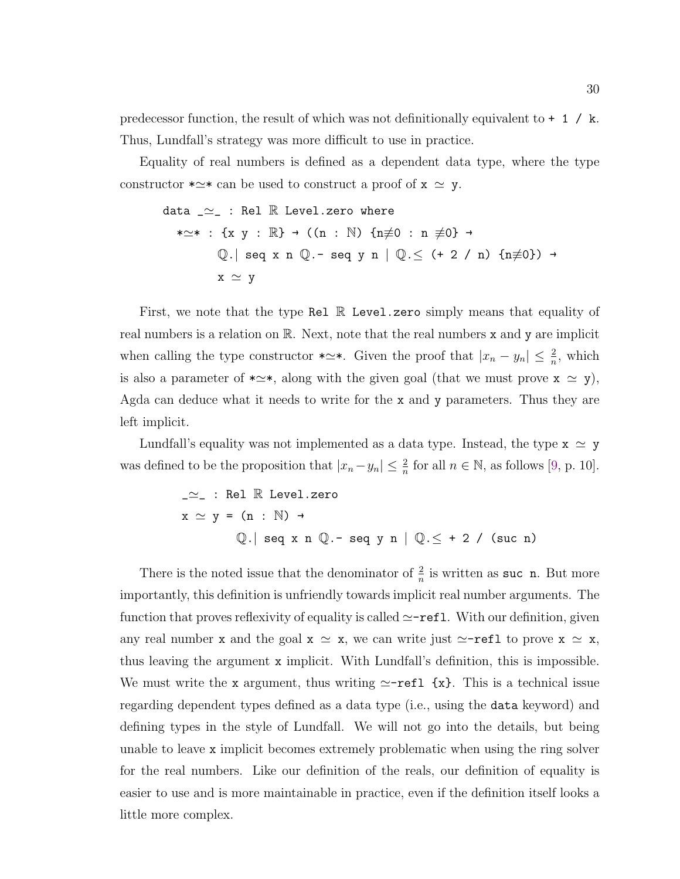predecessor function, the result of which was not definitionally equivalent to `+ 1 / k`. Thus, Lundfall's strategy was more difficult to use in practice.

Equality of real numbers is defined as a dependent data type, where the type constructor `*≃*` can be used to construct a proof of `x ≃ y`.

```
data _≃_ : Rel ℝ Level.zero where
  *≃* : {x y : ℝ} → ((n : ℕ) {n≢0 : n ≢0} →
        ℚ.∣ seq x n ℚ.- seq y n ∣ ℚ.≤ (+ 2 / n) {n≢0}) →
        x ≃ y
```

First, we note that the type `Rel ℝ Level.zero` simply means that equality of real numbers is a relation on ℝ. Next, note that the real numbers `x` and `y` are implicit when calling the type constructor `*≃*`. Given the proof that $|x_n - y_n| \leq \frac{2}{n}$, which is also a parameter of `*≃*`, along with the given goal (that we must prove `x ≃ y`), Agda can deduce what it needs to write for the `x` and `y` parameters. Thus they are left implicit.

Lundfall's equality was not implemented as a data type. Instead, the type `x ≃ y` was defined to be the proposition that $|x_n - y_n| \leq \frac{2}{n}$ for all $n \in \mathbb{N}$, as follows [9, p. 10].

```
_≃_ : Rel ℝ Level.zero
x ≃ y = (n : ℕ) →
        ℚ.∣ seq x n ℚ.- seq y n ∣ ℚ.≤ + 2 / (suc n)
```

There is the noted issue that the denominator of $\frac{2}{n}$ is written as `suc n`. But more importantly, this definition is unfriendly towards implicit real number arguments. The function that proves reflexivity of equality is called `≃-refl`. With our definition, given any real number `x` and the goal `x ≃ x`, we can write just `≃-refl` to prove `x ≃ x`, thus leaving the argument `x` implicit. With Lundfall's definition, this is impossible. We must write the `x` argument, thus writing `≃-refl {x}`. This is a technical issue regarding dependent types defined as a data type (i.e., using the `data` keyword) and defining types in the style of Lundfall. We will not go into the details, but being unable to leave `x` implicit becomes extremely problematic when using the ring solver for the real numbers. Like our definition of the reals, our definition of equality is easier to use and is more maintainable in practice, even if the definition itself looks a little more complex.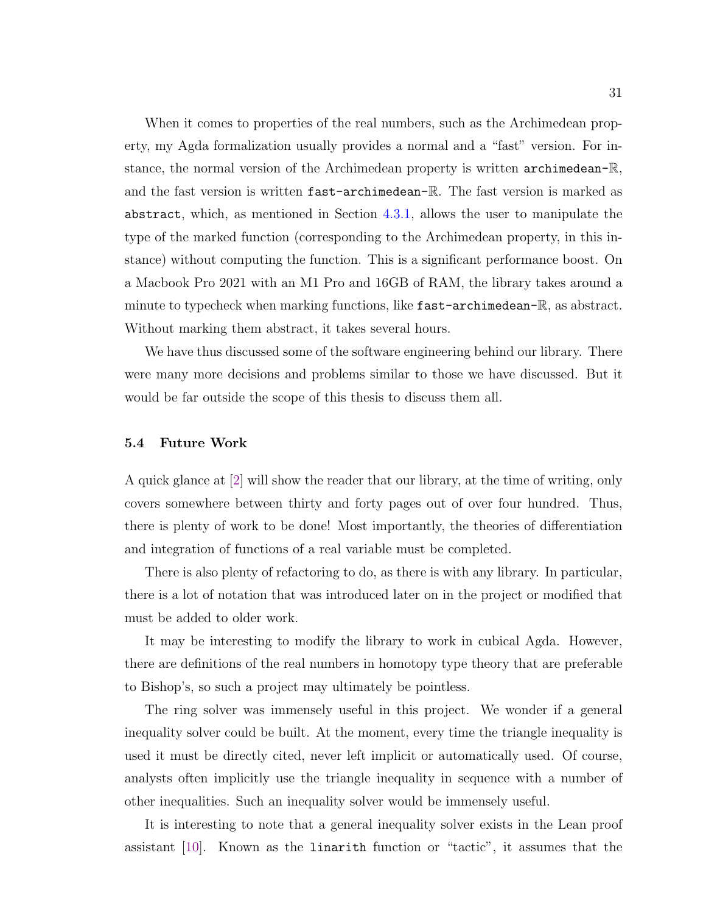When it comes to properties of the real numbers, such as the Archimedean property, my Agda formalization usually provides a normal and a "fast" version. For instance, the normal version of the Archimedean property is written `archimedean-ℝ`, and the fast version is written `fast-archimedean-ℝ`. The fast version is marked as `abstract`, which, as mentioned in Section 4.3.1, allows the user to manipulate the type of the marked function (corresponding to the Archimedean property, in this instance) without computing the function. This is a significant performance boost. On a Macbook Pro 2021 with an M1 Pro and 16GB of RAM, the library takes around a minute to typecheck when marking functions, like `fast-archimedean-ℝ`, as abstract. Without marking them abstract, it takes several hours.

We have thus discussed some of the software engineering behind our library. There were many more decisions and problems similar to those we have discussed. But it would be far outside the scope of this thesis to discuss them all.

### 5.4 Future Work

A quick glance at [2] will show the reader that our library, at the time of writing, only covers somewhere between thirty and forty pages out of over four hundred. Thus, there is plenty of work to be done! Most importantly, the theories of differentiation and integration of functions of a real variable must be completed.

There is also plenty of refactoring to do, as there is with any library. In particular, there is a lot of notation that was introduced later on in the project or modified that must be added to older work.

It may be interesting to modify the library to work in cubical Agda. However, there are definitions of the real numbers in homotopy type theory that are preferable to Bishop's, so such a project may ultimately be pointless.

The ring solver was immensely useful in this project. We wonder if a general inequality solver could be built. At the moment, every time the triangle inequality is used it must be directly cited, never left implicit or automatically used. Of course, analysts often implicitly use the triangle inequality in sequence with a number of other inequalities. Such an inequality solver would be immensely useful.

It is interesting to note that a general inequality solver exists in the Lean proof assistant [10]. Known as the `linarith` function or "tactic", it assumes that the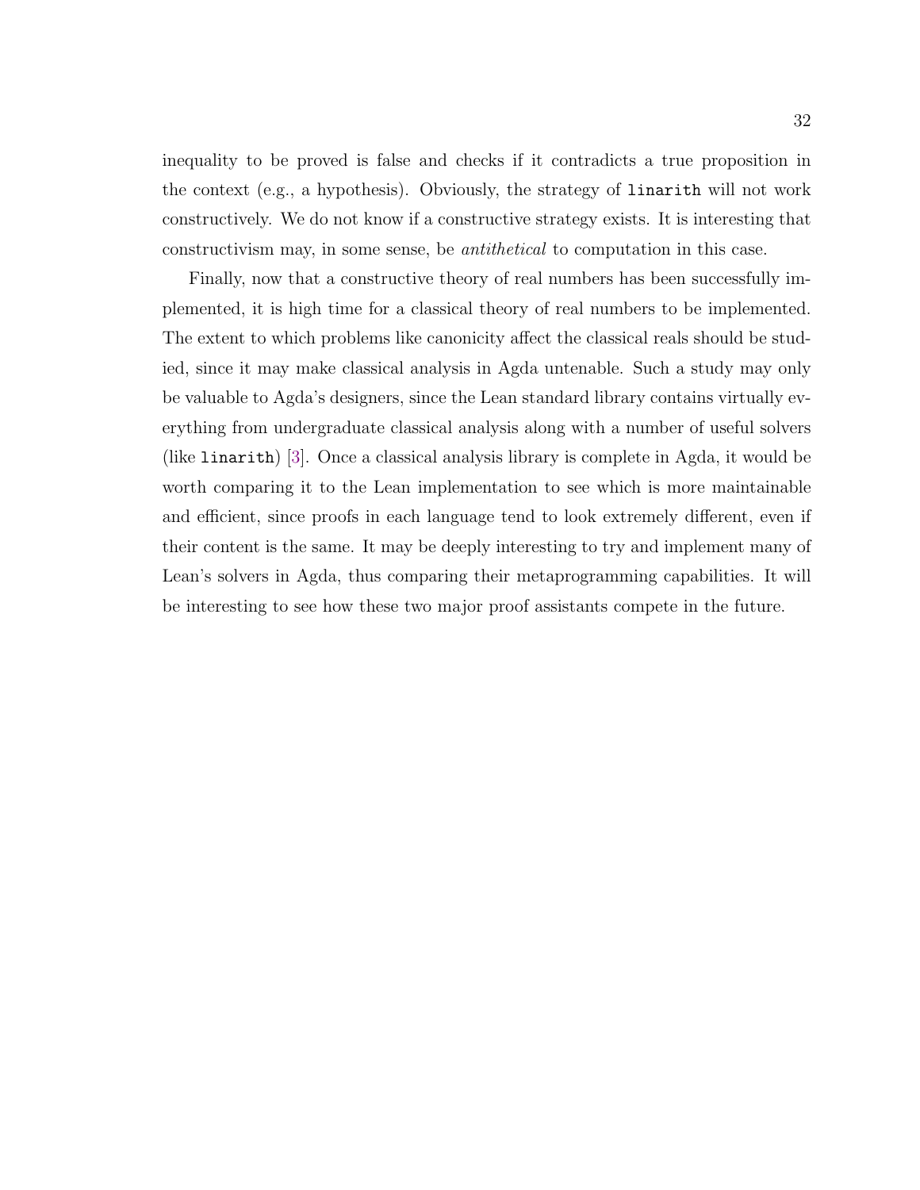inequality to be proved is false and checks if it contradicts a true proposition in the context (e.g., a hypothesis). Obviously, the strategy of `linarith` will not work constructively. We do not know if a constructive strategy exists. It is interesting that constructivism may, in some sense, be *antithetical* to computation in this case.

Finally, now that a constructive theory of real numbers has been successfully implemented, it is high time for a classical theory of real numbers to be implemented. The extent to which problems like canonicity affect the classical reals should be studied, since it may make classical analysis in Agda untenable. Such a study may only be valuable to Agda's designers, since the Lean standard library contains virtually everything from undergraduate classical analysis along with a number of useful solvers (like `linarith`) [3]. Once a classical analysis library is complete in Agda, it would be worth comparing it to the Lean implementation to see which is more maintainable and efficient, since proofs in each language tend to look extremely different, even if their content is the same. It may be deeply interesting to try and implement many of Lean's solvers in Agda, thus comparing their metaprogramming capabilities. It will be interesting to see how these two major proof assistants compete in the future.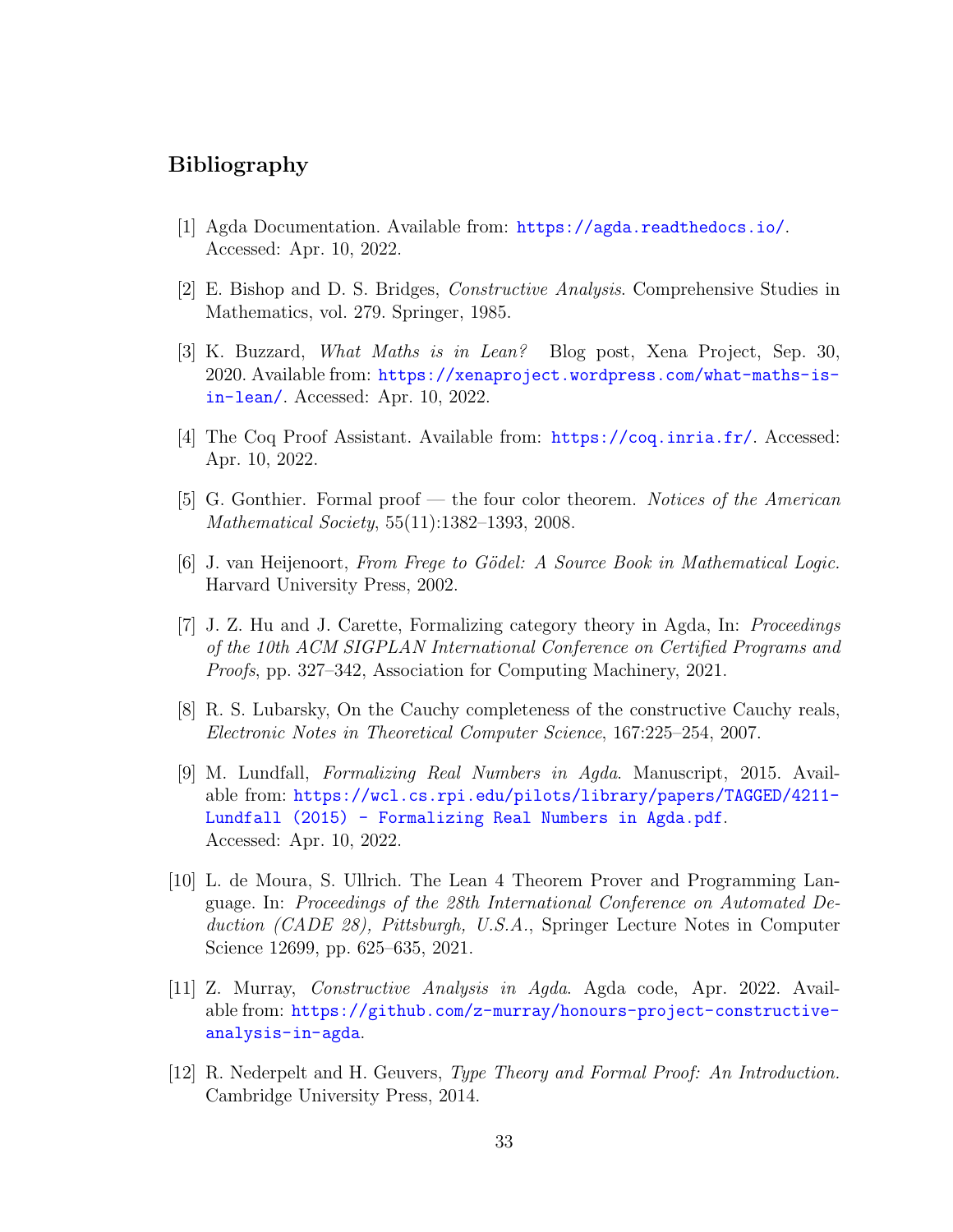# Bibliography

[1] Agda Documentation. Available from: https://agda.readthedocs.io/. Accessed: Apr. 10, 2022.

[2] E. Bishop and D. S. Bridges, *Constructive Analysis*. Comprehensive Studies in Mathematics, vol. 279. Springer, 1985.

[3] K. Buzzard, *What Maths is in Lean?* Blog post, Xena Project, Sep. 30, 2020. Available from: https://xenaproject.wordpress.com/what-maths-is-in-lean/. Accessed: Apr. 10, 2022.

[4] The Coq Proof Assistant. Available from: https://coq.inria.fr/. Accessed: Apr. 10, 2022.

[5] G. Gonthier. Formal proof — the four color theorem. *Notices of the American Mathematical Society*, 55(11):1382–1393, 2008.

[6] J. van Heijenoort, *From Frege to Gödel: A Source Book in Mathematical Logic.* Harvard University Press, 2002.

[7] J. Z. Hu and J. Carette, Formalizing category theory in Agda, In: *Proceedings of the 10th ACM SIGPLAN International Conference on Certified Programs and Proofs*, pp. 327–342, Association for Computing Machinery, 2021.

[8] R. S. Lubarsky, On the Cauchy completeness of the constructive Cauchy reals, *Electronic Notes in Theoretical Computer Science*, 167:225–254, 2007.

[9] M. Lundfall, *Formalizing Real Numbers in Agda*. Manuscript, 2015. Available from: https://wcl.cs.rpi.edu/pilots/library/papers/TAGGED/4211-Lundfall (2015) - Formalizing Real Numbers in Agda.pdf. Accessed: Apr. 10, 2022.

[10] L. de Moura, S. Ullrich. The Lean 4 Theorem Prover and Programming Language. In: *Proceedings of the 28th International Conference on Automated Deduction (CADE 28), Pittsburgh, U.S.A.*, Springer Lecture Notes in Computer Science 12699, pp. 625–635, 2021.

[11] Z. Murray, *Constructive Analysis in Agda*. Agda code, Apr. 2022. Available from: https://github.com/z-murray/honours-project-constructive-analysis-in-agda.

[12] R. Nederpelt and H. Geuvers, *Type Theory and Formal Proof: An Introduction.* Cambridge University Press, 2014.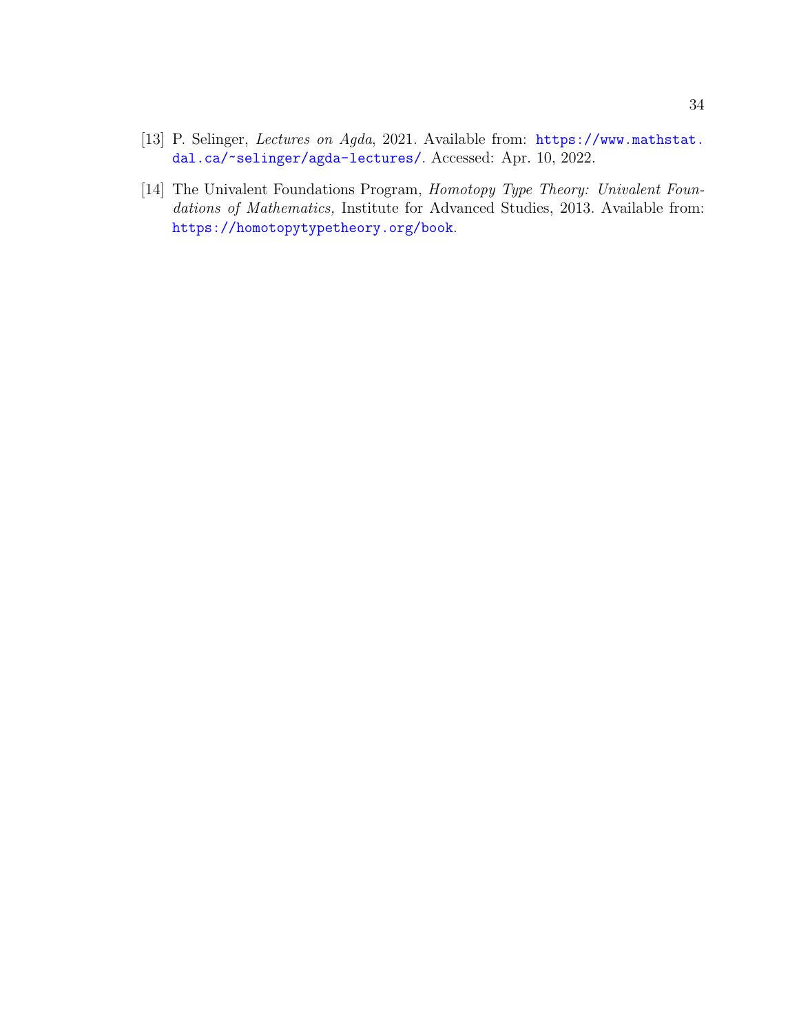[13] P. Selinger, *Lectures on Agda*, 2021. Available from: https://www.mathstat.dal.ca/~selinger/agda-lectures/. Accessed: Apr. 10, 2022.

[14] The Univalent Foundations Program, *Homotopy Type Theory: Univalent Foundations of Mathematics,* Institute for Advanced Studies, 2013. Available from: https://homotopytypetheory.org/book.